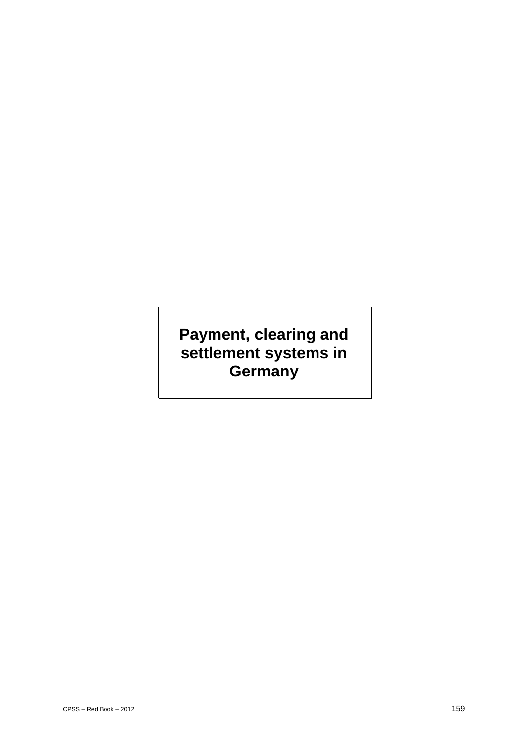# Payment, clearing and settlement systems in Germany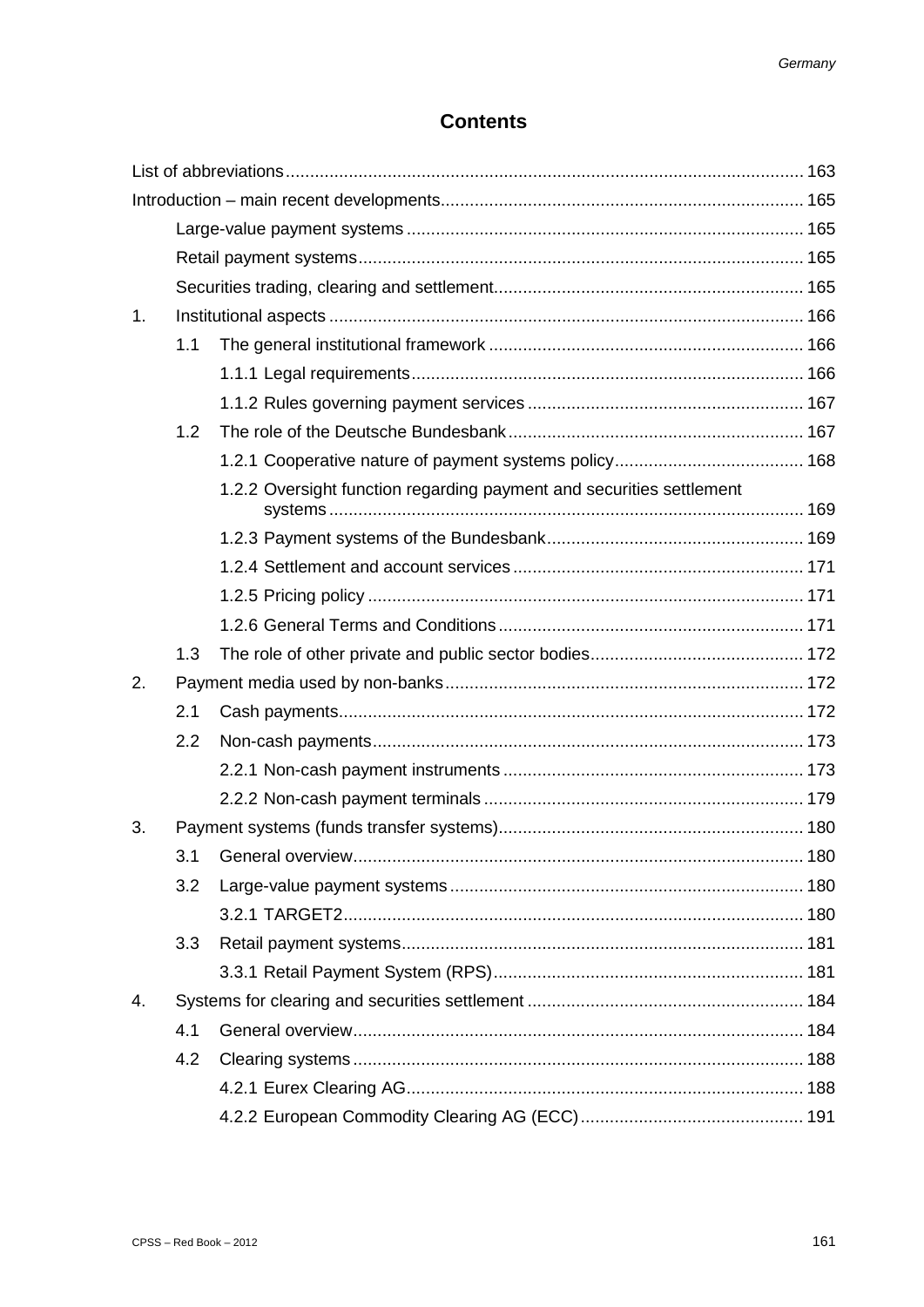# Contents

List of abbreviations .......... 163

Introduction – main recent developments .......... 165

- Large-value payment systems .......... 165
- Retail payment systems .......... 165
- Securities trading, clearing and settlement .......... 165

1. Institutional aspects .......... 166
   - 1.1 The general institutional framework .......... 166
     - 1.1.1 Legal requirements .......... 166
     - 1.1.2 Rules governing payment services .......... 167
   - 1.2 The role of the Deutsche Bundesbank .......... 167
     - 1.2.1 Cooperative nature of payment systems policy .......... 168
     - 1.2.2 Oversight function regarding payment and securities settlement systems .......... 169
     - 1.2.3 Payment systems of the Bundesbank .......... 169
     - 1.2.4 Settlement and account services .......... 171
     - 1.2.5 Pricing policy .......... 171
     - 1.2.6 General Terms and Conditions .......... 171
   - 1.3 The role of other private and public sector bodies .......... 172
2. Payment media used by non-banks .......... 172
   - 2.1 Cash payments .......... 172
   - 2.2 Non-cash payments .......... 173
     - 2.2.1 Non-cash payment instruments .......... 173
     - 2.2.2 Non-cash payment terminals .......... 179
3. Payment systems (funds transfer systems) .......... 180
   - 3.1 General overview .......... 180
   - 3.2 Large-value payment systems .......... 180
     - 3.2.1 TARGET2 .......... 180
   - 3.3 Retail payment systems .......... 181
     - 3.3.1 Retail Payment System (RPS) .......... 181
4. Systems for clearing and securities settlement .......... 184
   - 4.1 General overview .......... 184
   - 4.2 Clearing systems .......... 188
     - 4.2.1 Eurex Clearing AG .......... 188
     - 4.2.2 European Commodity Clearing AG (ECC) .......... 191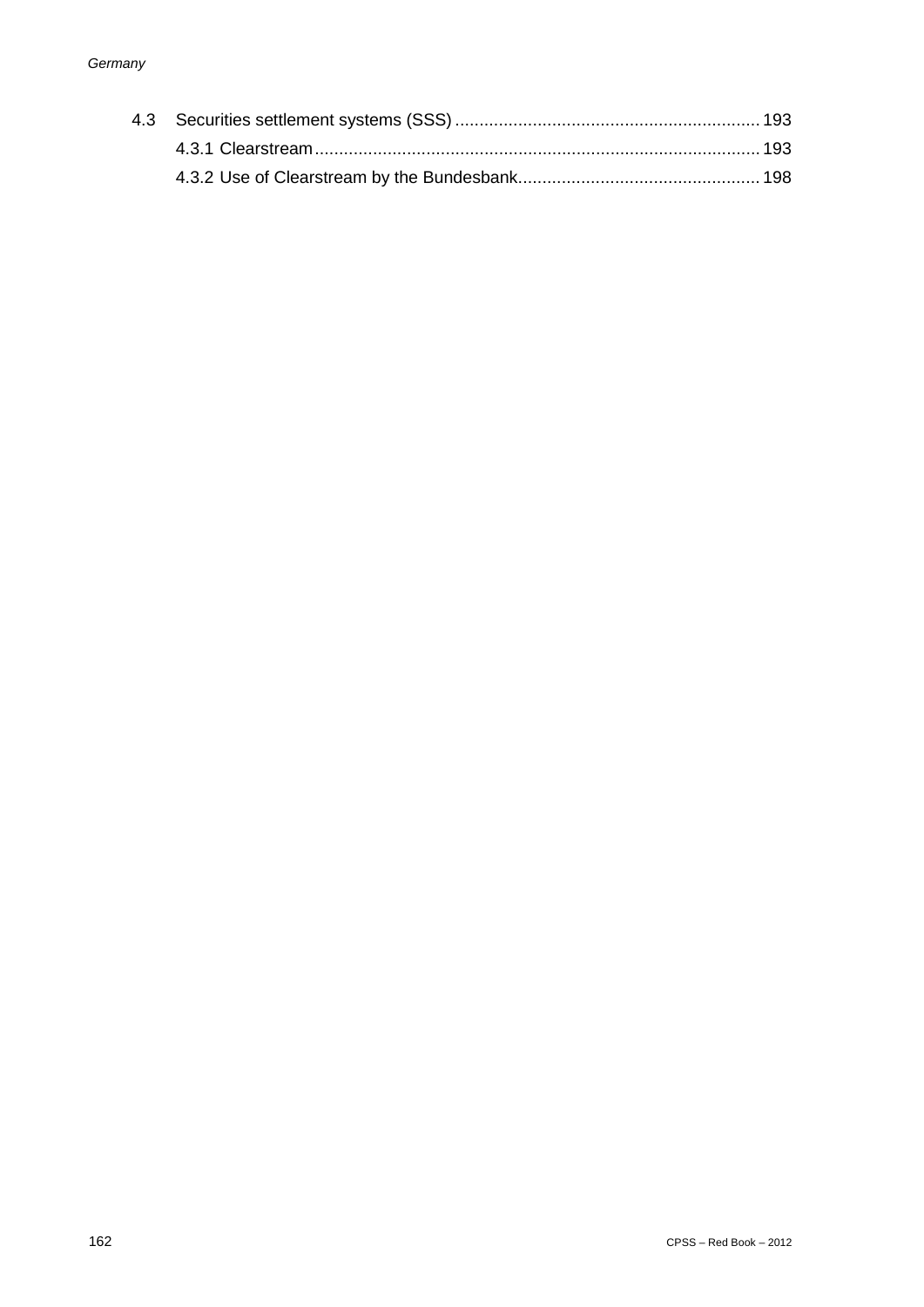4.3 Securities settlement systems (SSS) .............................................................. 193

  4.3.1 Clearstream........................................................................................... 193

  4.3.2 Use of Clearstream by the Bundesbank.................................................. 198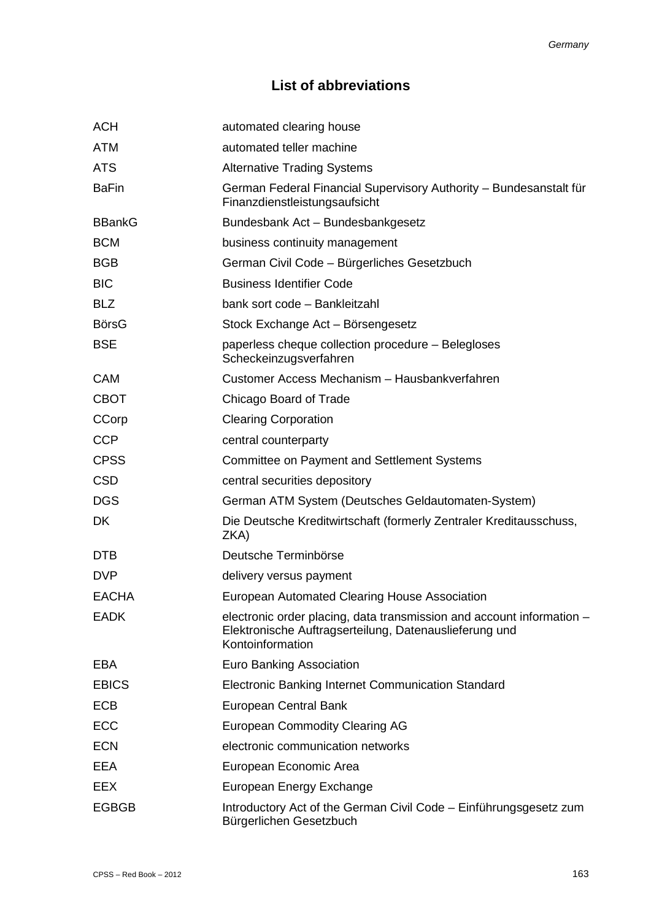## List of abbreviations

| | |
|---|---|
| ACH | automated clearing house |
| ATM | automated teller machine |
| ATS | Alternative Trading Systems |
| BaFin | German Federal Financial Supervisory Authority – Bundesanstalt für Finanzdienstleistungsaufsicht |
| BBankG | Bundesbank Act – Bundesbankgesetz |
| BCM | business continuity management |
| BGB | German Civil Code – Bürgerliches Gesetzbuch |
| BIC | Business Identifier Code |
| BLZ | bank sort code – Bankleitzahl |
| BörsG | Stock Exchange Act – Börsengesetz |
| BSE | paperless cheque collection procedure – Belegloses Scheckeinzugsverfahren |
| CAM | Customer Access Mechanism – Hausbankverfahren |
| CBOT | Chicago Board of Trade |
| CCorp | Clearing Corporation |
| CCP | central counterparty |
| CPSS | Committee on Payment and Settlement Systems |
| CSD | central securities depository |
| DGS | German ATM System (Deutsches Geldautomaten-System) |
| DK | Die Deutsche Kreditwirtschaft (formerly Zentraler Kreditausschuss, ZKA) |
| DTB | Deutsche Terminbörse |
| DVP | delivery versus payment |
| EACHA | European Automated Clearing House Association |
| EADK | electronic order placing, data transmission and account information – Elektronische Auftragserteilung, Datenauslieferung und Kontoinformation |
| EBA | Euro Banking Association |
| EBICS | Electronic Banking Internet Communication Standard |
| ECB | European Central Bank |
| ECC | European Commodity Clearing AG |
| ECN | electronic communication networks |
| EEA | European Economic Area |
| EEX | European Energy Exchange |
| EGBGB | Introductory Act of the German Civil Code – Einführungsgesetz zum Bürgerlichen Gesetzbuch |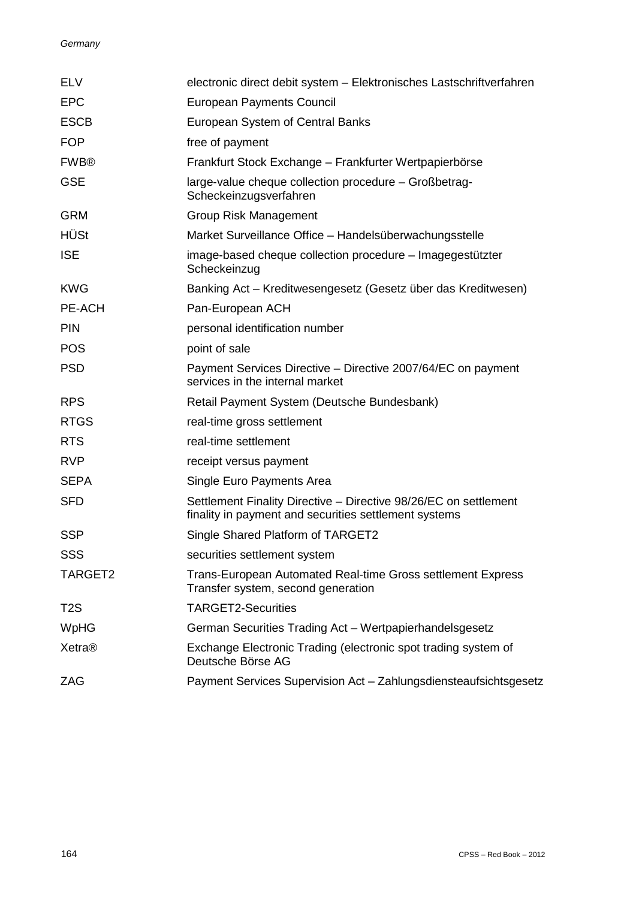| | |
|---|---|
| ELV | electronic direct debit system – Elektronisches Lastschriftverfahren |
| EPC | European Payments Council |
| ESCB | European System of Central Banks |
| FOP | free of payment |
| FWB® | Frankfurt Stock Exchange – Frankfurter Wertpapierbörse |
| GSE | large-value cheque collection procedure – Großbetrag-Scheckeinzugsverfahren |
| GRM | Group Risk Management |
| HÜSt | Market Surveillance Office – Handelsüberwachungsstelle |
| ISE | image-based cheque collection procedure – Imagegestützter Scheckeinzug |
| KWG | Banking Act – Kreditwesengesetz (Gesetz über das Kreditwesen) |
| PE-ACH | Pan-European ACH |
| PIN | personal identification number |
| POS | point of sale |
| PSD | Payment Services Directive – Directive 2007/64/EC on payment services in the internal market |
| RPS | Retail Payment System (Deutsche Bundesbank) |
| RTGS | real-time gross settlement |
| RTS | real-time settlement |
| RVP | receipt versus payment |
| SEPA | Single Euro Payments Area |
| SFD | Settlement Finality Directive – Directive 98/26/EC on settlement finality in payment and securities settlement systems |
| SSP | Single Shared Platform of TARGET2 |
| SSS | securities settlement system |
| TARGET2 | Trans-European Automated Real-time Gross settlement Express Transfer system, second generation |
| T2S | TARGET2-Securities |
| WpHG | German Securities Trading Act – Wertpapierhandelsgesetz |
| Xetra® | Exchange Electronic Trading (electronic spot trading system of Deutsche Börse AG |
| ZAG | Payment Services Supervision Act – Zahlungsdiensteaufsichtsgesetz |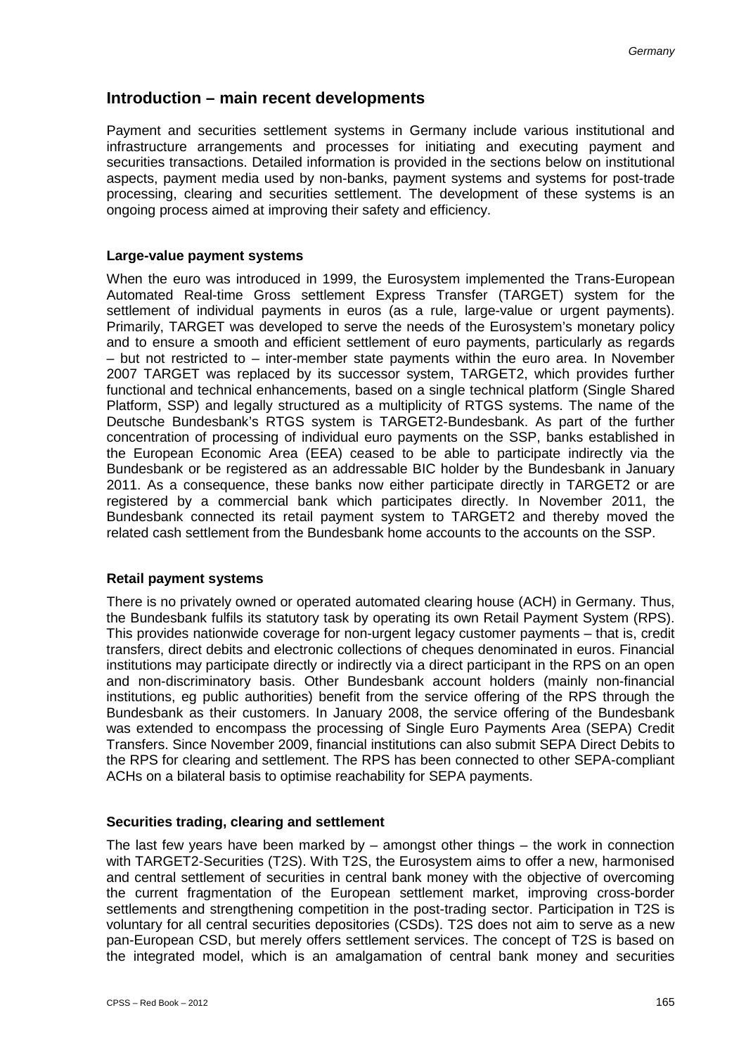## Introduction – main recent developments

Payment and securities settlement systems in Germany include various institutional and infrastructure arrangements and processes for initiating and executing payment and securities transactions. Detailed information is provided in the sections below on institutional aspects, payment media used by non-banks, payment systems and systems for post-trade processing, clearing and securities settlement. The development of these systems is an ongoing process aimed at improving their safety and efficiency.

### Large-value payment systems

When the euro was introduced in 1999, the Eurosystem implemented the Trans-European Automated Real-time Gross settlement Express Transfer (TARGET) system for the settlement of individual payments in euros (as a rule, large-value or urgent payments). Primarily, TARGET was developed to serve the needs of the Eurosystem's monetary policy and to ensure a smooth and efficient settlement of euro payments, particularly as regards – but not restricted to – inter-member state payments within the euro area. In November 2007 TARGET was replaced by its successor system, TARGET2, which provides further functional and technical enhancements, based on a single technical platform (Single Shared Platform, SSP) and legally structured as a multiplicity of RTGS systems. The name of the Deutsche Bundesbank's RTGS system is TARGET2-Bundesbank. As part of the further concentration of processing of individual euro payments on the SSP, banks established in the European Economic Area (EEA) ceased to be able to participate indirectly via the Bundesbank or be registered as an addressable BIC holder by the Bundesbank in January 2011. As a consequence, these banks now either participate directly in TARGET2 or are registered by a commercial bank which participates directly. In November 2011, the Bundesbank connected its retail payment system to TARGET2 and thereby moved the related cash settlement from the Bundesbank home accounts to the accounts on the SSP.

### Retail payment systems

There is no privately owned or operated automated clearing house (ACH) in Germany. Thus, the Bundesbank fulfils its statutory task by operating its own Retail Payment System (RPS). This provides nationwide coverage for non-urgent legacy customer payments – that is, credit transfers, direct debits and electronic collections of cheques denominated in euros. Financial institutions may participate directly or indirectly via a direct participant in the RPS on an open and non-discriminatory basis. Other Bundesbank account holders (mainly non-financial institutions, eg public authorities) benefit from the service offering of the RPS through the Bundesbank as their customers. In January 2008, the service offering of the Bundesbank was extended to encompass the processing of Single Euro Payments Area (SEPA) Credit Transfers. Since November 2009, financial institutions can also submit SEPA Direct Debits to the RPS for clearing and settlement. The RPS has been connected to other SEPA-compliant ACHs on a bilateral basis to optimise reachability for SEPA payments.

### Securities trading, clearing and settlement

The last few years have been marked by – amongst other things – the work in connection with TARGET2-Securities (T2S). With T2S, the Eurosystem aims to offer a new, harmonised and central settlement of securities in central bank money with the objective of overcoming the current fragmentation of the European settlement market, improving cross-border settlements and strengthening competition in the post-trading sector. Participation in T2S is voluntary for all central securities depositories (CSDs). T2S does not aim to serve as a new pan-European CSD, but merely offers settlement services. The concept of T2S is based on the integrated model, which is an amalgamation of central bank money and securities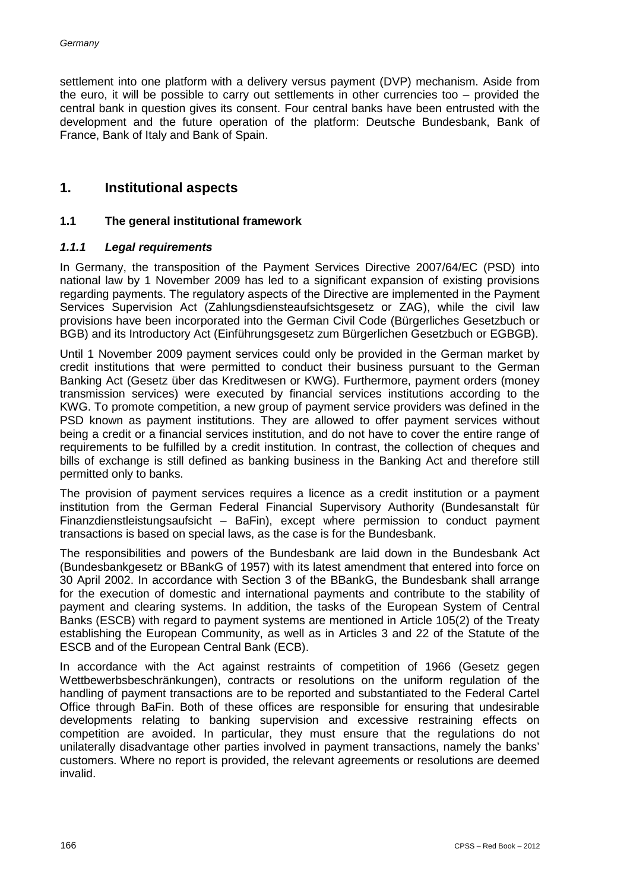settlement into one platform with a delivery versus payment (DVP) mechanism. Aside from the euro, it will be possible to carry out settlements in other currencies too – provided the central bank in question gives its consent. Four central banks have been entrusted with the development and the future operation of the platform: Deutsche Bundesbank, Bank of France, Bank of Italy and Bank of Spain.

## 1. Institutional aspects

### 1.1 The general institutional framework

#### *1.1.1 Legal requirements*

In Germany, the transposition of the Payment Services Directive 2007/64/EC (PSD) into national law by 1 November 2009 has led to a significant expansion of existing provisions regarding payments. The regulatory aspects of the Directive are implemented in the Payment Services Supervision Act (Zahlungsdiensteaufsichtsgesetz or ZAG), while the civil law provisions have been incorporated into the German Civil Code (Bürgerliches Gesetzbuch or BGB) and its Introductory Act (Einführungsgesetz zum Bürgerlichen Gesetzbuch or EGBGB).

Until 1 November 2009 payment services could only be provided in the German market by credit institutions that were permitted to conduct their business pursuant to the German Banking Act (Gesetz über das Kreditwesen or KWG). Furthermore, payment orders (money transmission services) were executed by financial services institutions according to the KWG. To promote competition, a new group of payment service providers was defined in the PSD known as payment institutions. They are allowed to offer payment services without being a credit or a financial services institution, and do not have to cover the entire range of requirements to be fulfilled by a credit institution. In contrast, the collection of cheques and bills of exchange is still defined as banking business in the Banking Act and therefore still permitted only to banks.

The provision of payment services requires a licence as a credit institution or a payment institution from the German Federal Financial Supervisory Authority (Bundesanstalt für Finanzdienstleistungsaufsicht – BaFin), except where permission to conduct payment transactions is based on special laws, as the case is for the Bundesbank.

The responsibilities and powers of the Bundesbank are laid down in the Bundesbank Act (Bundesbankgesetz or BBankG of 1957) with its latest amendment that entered into force on 30 April 2002. In accordance with Section 3 of the BBankG, the Bundesbank shall arrange for the execution of domestic and international payments and contribute to the stability of payment and clearing systems. In addition, the tasks of the European System of Central Banks (ESCB) with regard to payment systems are mentioned in Article 105(2) of the Treaty establishing the European Community, as well as in Articles 3 and 22 of the Statute of the ESCB and of the European Central Bank (ECB).

In accordance with the Act against restraints of competition of 1966 (Gesetz gegen Wettbewerbsbeschränkungen), contracts or resolutions on the uniform regulation of the handling of payment transactions are to be reported and substantiated to the Federal Cartel Office through BaFin. Both of these offices are responsible for ensuring that undesirable developments relating to banking supervision and excessive restraining effects on competition are avoided. In particular, they must ensure that the regulations do not unilaterally disadvantage other parties involved in payment transactions, namely the banks' customers. Where no report is provided, the relevant agreements or resolutions are deemed invalid.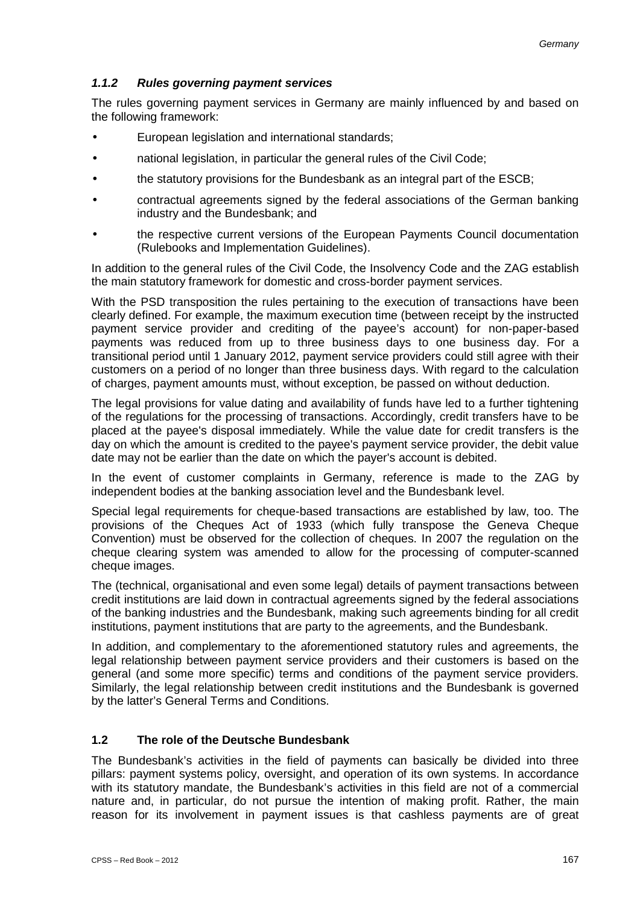#### *1.1.2 Rules governing payment services*

The rules governing payment services in Germany are mainly influenced by and based on the following framework:

- European legislation and international standards;
- national legislation, in particular the general rules of the Civil Code;
- the statutory provisions for the Bundesbank as an integral part of the ESCB;
- contractual agreements signed by the federal associations of the German banking industry and the Bundesbank; and
- the respective current versions of the European Payments Council documentation (Rulebooks and Implementation Guidelines).

In addition to the general rules of the Civil Code, the Insolvency Code and the ZAG establish the main statutory framework for domestic and cross-border payment services.

With the PSD transposition the rules pertaining to the execution of transactions have been clearly defined. For example, the maximum execution time (between receipt by the instructed payment service provider and crediting of the payee's account) for non-paper-based payments was reduced from up to three business days to one business day. For a transitional period until 1 January 2012, payment service providers could still agree with their customers on a period of no longer than three business days. With regard to the calculation of charges, payment amounts must, without exception, be passed on without deduction.

The legal provisions for value dating and availability of funds have led to a further tightening of the regulations for the processing of transactions. Accordingly, credit transfers have to be placed at the payee's disposal immediately. While the value date for credit transfers is the day on which the amount is credited to the payee's payment service provider, the debit value date may not be earlier than the date on which the payer's account is debited.

In the event of customer complaints in Germany, reference is made to the ZAG by independent bodies at the banking association level and the Bundesbank level.

Special legal requirements for cheque-based transactions are established by law, too. The provisions of the Cheques Act of 1933 (which fully transpose the Geneva Cheque Convention) must be observed for the collection of cheques. In 2007 the regulation on the cheque clearing system was amended to allow for the processing of computer-scanned cheque images.

The (technical, organisational and even some legal) details of payment transactions between credit institutions are laid down in contractual agreements signed by the federal associations of the banking industries and the Bundesbank, making such agreements binding for all credit institutions, payment institutions that are party to the agreements, and the Bundesbank.

In addition, and complementary to the aforementioned statutory rules and agreements, the legal relationship between payment service providers and their customers is based on the general (and some more specific) terms and conditions of the payment service providers. Similarly, the legal relationship between credit institutions and the Bundesbank is governed by the latter's General Terms and Conditions.

### 1.2 The role of the Deutsche Bundesbank

The Bundesbank's activities in the field of payments can basically be divided into three pillars: payment systems policy, oversight, and operation of its own systems. In accordance with its statutory mandate, the Bundesbank's activities in this field are not of a commercial nature and, in particular, do not pursue the intention of making profit. Rather, the main reason for its involvement in payment issues is that cashless payments are of great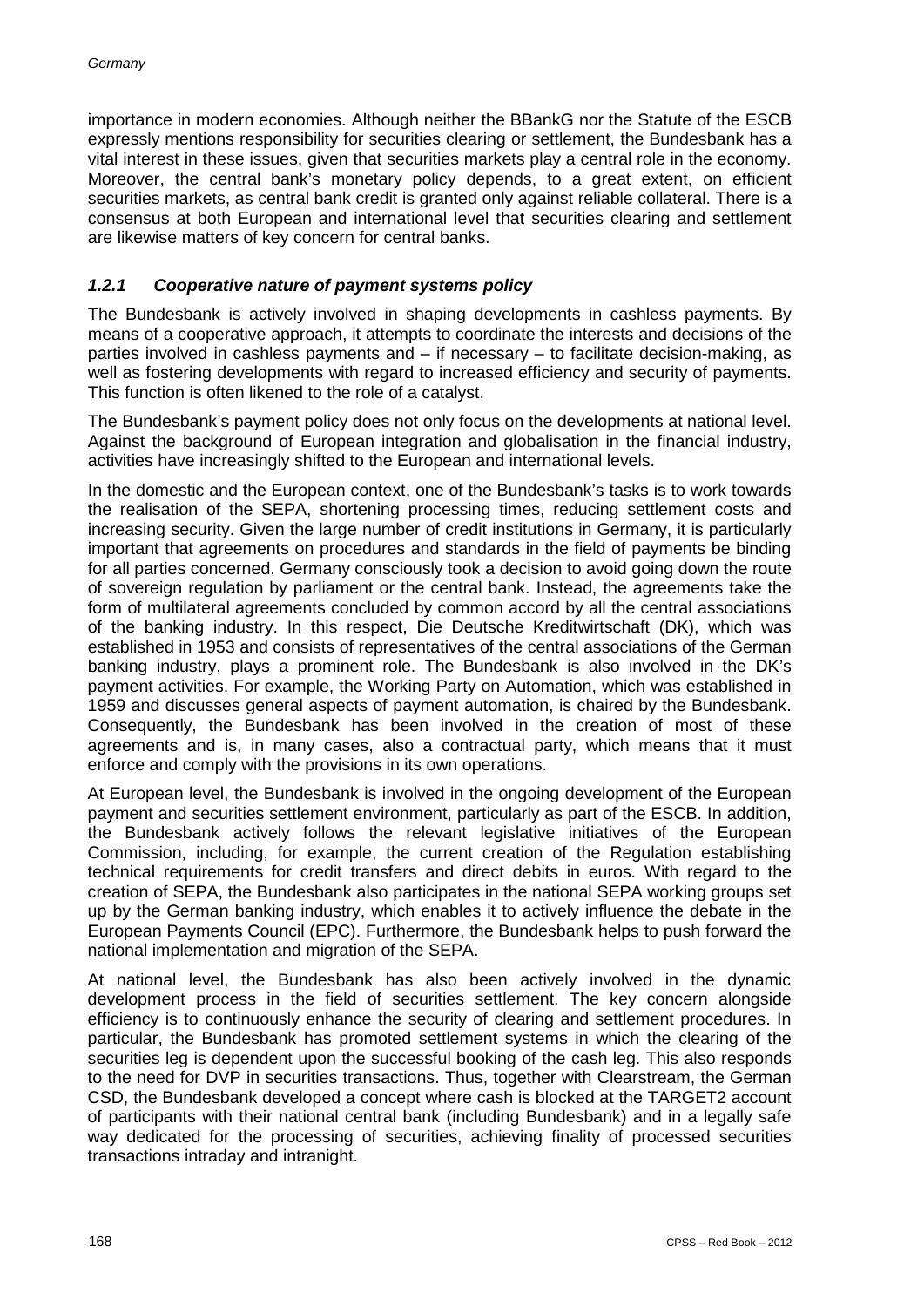importance in modern economies. Although neither the BBankG nor the Statute of the ESCB expressly mentions responsibility for securities clearing or settlement, the Bundesbank has a vital interest in these issues, given that securities markets play a central role in the economy. Moreover, the central bank's monetary policy depends, to a great extent, on efficient securities markets, as central bank credit is granted only against reliable collateral. There is a consensus at both European and international level that securities clearing and settlement are likewise matters of key concern for central banks.

### *1.2.1 Cooperative nature of payment systems policy*

The Bundesbank is actively involved in shaping developments in cashless payments. By means of a cooperative approach, it attempts to coordinate the interests and decisions of the parties involved in cashless payments and – if necessary – to facilitate decision-making, as well as fostering developments with regard to increased efficiency and security of payments. This function is often likened to the role of a catalyst.

The Bundesbank's payment policy does not only focus on the developments at national level. Against the background of European integration and globalisation in the financial industry, activities have increasingly shifted to the European and international levels.

In the domestic and the European context, one of the Bundesbank's tasks is to work towards the realisation of the SEPA, shortening processing times, reducing settlement costs and increasing security. Given the large number of credit institutions in Germany, it is particularly important that agreements on procedures and standards in the field of payments be binding for all parties concerned. Germany consciously took a decision to avoid going down the route of sovereign regulation by parliament or the central bank. Instead, the agreements take the form of multilateral agreements concluded by common accord by all the central associations of the banking industry. In this respect, Die Deutsche Kreditwirtschaft (DK), which was established in 1953 and consists of representatives of the central associations of the German banking industry, plays a prominent role. The Bundesbank is also involved in the DK's payment activities. For example, the Working Party on Automation, which was established in 1959 and discusses general aspects of payment automation, is chaired by the Bundesbank. Consequently, the Bundesbank has been involved in the creation of most of these agreements and is, in many cases, also a contractual party, which means that it must enforce and comply with the provisions in its own operations.

At European level, the Bundesbank is involved in the ongoing development of the European payment and securities settlement environment, particularly as part of the ESCB. In addition, the Bundesbank actively follows the relevant legislative initiatives of the European Commission, including, for example, the current creation of the Regulation establishing technical requirements for credit transfers and direct debits in euros. With regard to the creation of SEPA, the Bundesbank also participates in the national SEPA working groups set up by the German banking industry, which enables it to actively influence the debate in the European Payments Council (EPC). Furthermore, the Bundesbank helps to push forward the national implementation and migration of the SEPA.

At national level, the Bundesbank has also been actively involved in the dynamic development process in the field of securities settlement. The key concern alongside efficiency is to continuously enhance the security of clearing and settlement procedures. In particular, the Bundesbank has promoted settlement systems in which the clearing of the securities leg is dependent upon the successful booking of the cash leg. This also responds to the need for DVP in securities transactions. Thus, together with Clearstream, the German CSD, the Bundesbank developed a concept where cash is blocked at the TARGET2 account of participants with their national central bank (including Bundesbank) and in a legally safe way dedicated for the processing of securities, achieving finality of processed securities transactions intraday and intranight.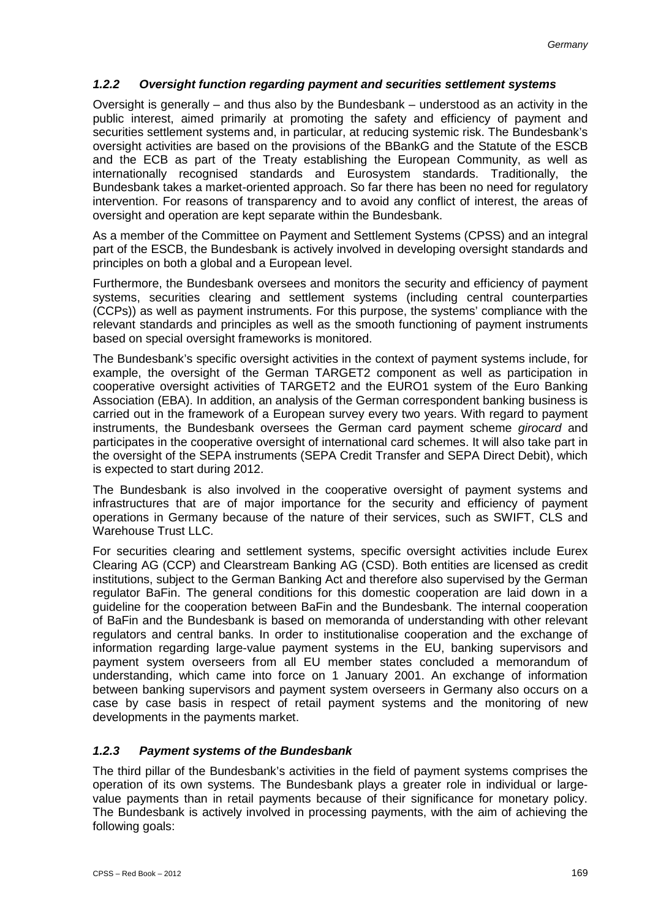### *1.2.2 Oversight function regarding payment and securities settlement systems*

Oversight is generally – and thus also by the Bundesbank – understood as an activity in the public interest, aimed primarily at promoting the safety and efficiency of payment and securities settlement systems and, in particular, at reducing systemic risk. The Bundesbank's oversight activities are based on the provisions of the BBankG and the Statute of the ESCB and the ECB as part of the Treaty establishing the European Community, as well as internationally recognised standards and Eurosystem standards. Traditionally, the Bundesbank takes a market-oriented approach. So far there has been no need for regulatory intervention. For reasons of transparency and to avoid any conflict of interest, the areas of oversight and operation are kept separate within the Bundesbank.

As a member of the Committee on Payment and Settlement Systems (CPSS) and an integral part of the ESCB, the Bundesbank is actively involved in developing oversight standards and principles on both a global and a European level.

Furthermore, the Bundesbank oversees and monitors the security and efficiency of payment systems, securities clearing and settlement systems (including central counterparties (CCPs)) as well as payment instruments. For this purpose, the systems' compliance with the relevant standards and principles as well as the smooth functioning of payment instruments based on special oversight frameworks is monitored.

The Bundesbank's specific oversight activities in the context of payment systems include, for example, the oversight of the German TARGET2 component as well as participation in cooperative oversight activities of TARGET2 and the EURO1 system of the Euro Banking Association (EBA). In addition, an analysis of the German correspondent banking business is carried out in the framework of a European survey every two years. With regard to payment instruments, the Bundesbank oversees the German card payment scheme *girocard* and participates in the cooperative oversight of international card schemes. It will also take part in the oversight of the SEPA instruments (SEPA Credit Transfer and SEPA Direct Debit), which is expected to start during 2012.

The Bundesbank is also involved in the cooperative oversight of payment systems and infrastructures that are of major importance for the security and efficiency of payment operations in Germany because of the nature of their services, such as SWIFT, CLS and Warehouse Trust LLC.

For securities clearing and settlement systems, specific oversight activities include Eurex Clearing AG (CCP) and Clearstream Banking AG (CSD). Both entities are licensed as credit institutions, subject to the German Banking Act and therefore also supervised by the German regulator BaFin. The general conditions for this domestic cooperation are laid down in a guideline for the cooperation between BaFin and the Bundesbank. The internal cooperation of BaFin and the Bundesbank is based on memoranda of understanding with other relevant regulators and central banks. In order to institutionalise cooperation and the exchange of information regarding large-value payment systems in the EU, banking supervisors and payment system overseers from all EU member states concluded a memorandum of understanding, which came into force on 1 January 2001. An exchange of information between banking supervisors and payment system overseers in Germany also occurs on a case by case basis in respect of retail payment systems and the monitoring of new developments in the payments market.

### *1.2.3 Payment systems of the Bundesbank*

The third pillar of the Bundesbank's activities in the field of payment systems comprises the operation of its own systems. The Bundesbank plays a greater role in individual or large-value payments than in retail payments because of their significance for monetary policy. The Bundesbank is actively involved in processing payments, with the aim of achieving the following goals: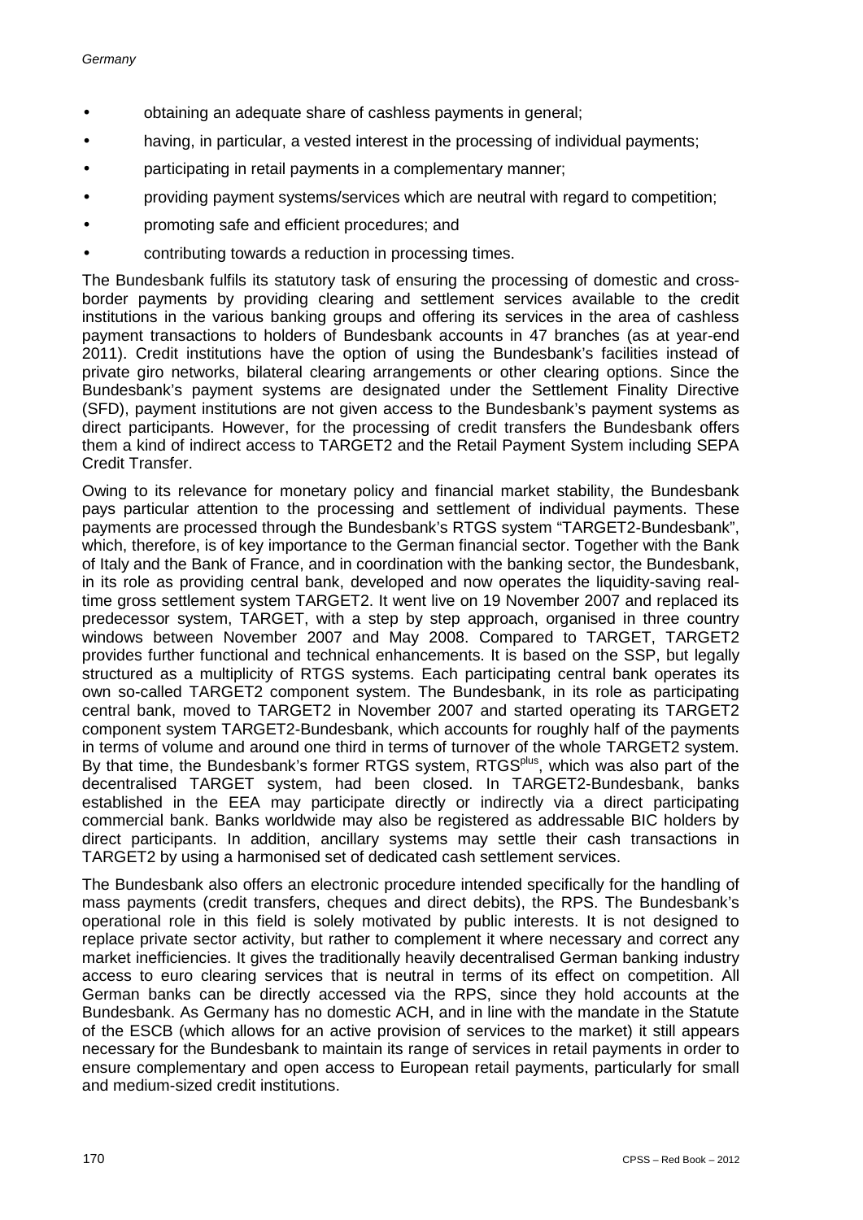- obtaining an adequate share of cashless payments in general;
- having, in particular, a vested interest in the processing of individual payments;
- participating in retail payments in a complementary manner;
- providing payment systems/services which are neutral with regard to competition;
- promoting safe and efficient procedures; and
- contributing towards a reduction in processing times.

The Bundesbank fulfils its statutory task of ensuring the processing of domestic and cross-border payments by providing clearing and settlement services available to the credit institutions in the various banking groups and offering its services in the area of cashless payment transactions to holders of Bundesbank accounts in 47 branches (as at year-end 2011). Credit institutions have the option of using the Bundesbank's facilities instead of private giro networks, bilateral clearing arrangements or other clearing options. Since the Bundesbank's payment systems are designated under the Settlement Finality Directive (SFD), payment institutions are not given access to the Bundesbank's payment systems as direct participants. However, for the processing of credit transfers the Bundesbank offers them a kind of indirect access to TARGET2 and the Retail Payment System including SEPA Credit Transfer.

Owing to its relevance for monetary policy and financial market stability, the Bundesbank pays particular attention to the processing and settlement of individual payments. These payments are processed through the Bundesbank's RTGS system "TARGET2-Bundesbank", which, therefore, is of key importance to the German financial sector. Together with the Bank of Italy and the Bank of France, and in coordination with the banking sector, the Bundesbank, in its role as providing central bank, developed and now operates the liquidity-saving real-time gross settlement system TARGET2. It went live on 19 November 2007 and replaced its predecessor system, TARGET, with a step by step approach, organised in three country windows between November 2007 and May 2008. Compared to TARGET, TARGET2 provides further functional and technical enhancements. It is based on the SSP, but legally structured as a multiplicity of RTGS systems. Each participating central bank operates its own so-called TARGET2 component system. The Bundesbank, in its role as participating central bank, moved to TARGET2 in November 2007 and started operating its TARGET2 component system TARGET2-Bundesbank, which accounts for roughly half of the payments in terms of volume and around one third in terms of turnover of the whole TARGET2 system. By that time, the Bundesbank's former RTGS system, RTGS^plus, which was also part of the decentralised TARGET system, had been closed. In TARGET2-Bundesbank, banks established in the EEA may participate directly or indirectly via a direct participating commercial bank. Banks worldwide may also be registered as addressable BIC holders by direct participants. In addition, ancillary systems may settle their cash transactions in TARGET2 by using a harmonised set of dedicated cash settlement services.

The Bundesbank also offers an electronic procedure intended specifically for the handling of mass payments (credit transfers, cheques and direct debits), the RPS. The Bundesbank's operational role in this field is solely motivated by public interests. It is not designed to replace private sector activity, but rather to complement it where necessary and correct any market inefficiencies. It gives the traditionally heavily decentralised German banking industry access to euro clearing services that is neutral in terms of its effect on competition. All German banks can be directly accessed via the RPS, since they hold accounts at the Bundesbank. As Germany has no domestic ACH, and in line with the mandate in the Statute of the ESCB (which allows for an active provision of services to the market) it still appears necessary for the Bundesbank to maintain its range of services in retail payments in order to ensure complementary and open access to European retail payments, particularly for small and medium-sized credit institutions.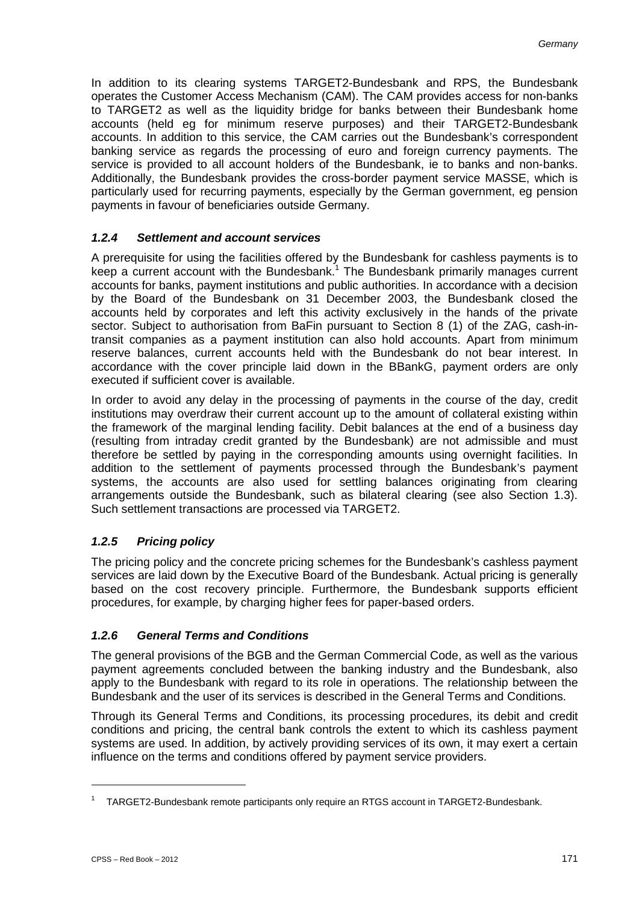In addition to its clearing systems TARGET2-Bundesbank and RPS, the Bundesbank operates the Customer Access Mechanism (CAM). The CAM provides access for non-banks to TARGET2 as well as the liquidity bridge for banks between their Bundesbank home accounts (held eg for minimum reserve purposes) and their TARGET2-Bundesbank accounts. In addition to this service, the CAM carries out the Bundesbank's correspondent banking service as regards the processing of euro and foreign currency payments. The service is provided to all account holders of the Bundesbank, ie to banks and non-banks. Additionally, the Bundesbank provides the cross-border payment service MASSE, which is particularly used for recurring payments, especially by the German government, eg pension payments in favour of beneficiaries outside Germany.

### *1.2.4 Settlement and account services*

A prerequisite for using the facilities offered by the Bundesbank for cashless payments is to keep a current account with the Bundesbank.[1] The Bundesbank primarily manages current accounts for banks, payment institutions and public authorities. In accordance with a decision by the Board of the Bundesbank on 31 December 2003, the Bundesbank closed the accounts held by corporates and left this activity exclusively in the hands of the private sector. Subject to authorisation from BaFin pursuant to Section 8 (1) of the ZAG, cash-in-transit companies as a payment institution can also hold accounts. Apart from minimum reserve balances, current accounts held with the Bundesbank do not bear interest. In accordance with the cover principle laid down in the BBankG, payment orders are only executed if sufficient cover is available.

In order to avoid any delay in the processing of payments in the course of the day, credit institutions may overdraw their current account up to the amount of collateral existing within the framework of the marginal lending facility. Debit balances at the end of a business day (resulting from intraday credit granted by the Bundesbank) are not admissible and must therefore be settled by paying in the corresponding amounts using overnight facilities. In addition to the settlement of payments processed through the Bundesbank's payment systems, the accounts are also used for settling balances originating from clearing arrangements outside the Bundesbank, such as bilateral clearing (see also Section 1.3). Such settlement transactions are processed via TARGET2.

### *1.2.5 Pricing policy*

The pricing policy and the concrete pricing schemes for the Bundesbank's cashless payment services are laid down by the Executive Board of the Bundesbank. Actual pricing is generally based on the cost recovery principle. Furthermore, the Bundesbank supports efficient procedures, for example, by charging higher fees for paper-based orders.

### *1.2.6 General Terms and Conditions*

The general provisions of the BGB and the German Commercial Code, as well as the various payment agreements concluded between the banking industry and the Bundesbank, also apply to the Bundesbank with regard to its role in operations. The relationship between the Bundesbank and the user of its services is described in the General Terms and Conditions.

Through its General Terms and Conditions, its processing procedures, its debit and credit conditions and pricing, the central bank controls the extent to which its cashless payment systems are used. In addition, by actively providing services of its own, it may exert a certain influence on the terms and conditions offered by payment service providers.

---

[1] TARGET2-Bundesbank remote participants only require an RTGS account in TARGET2-Bundesbank.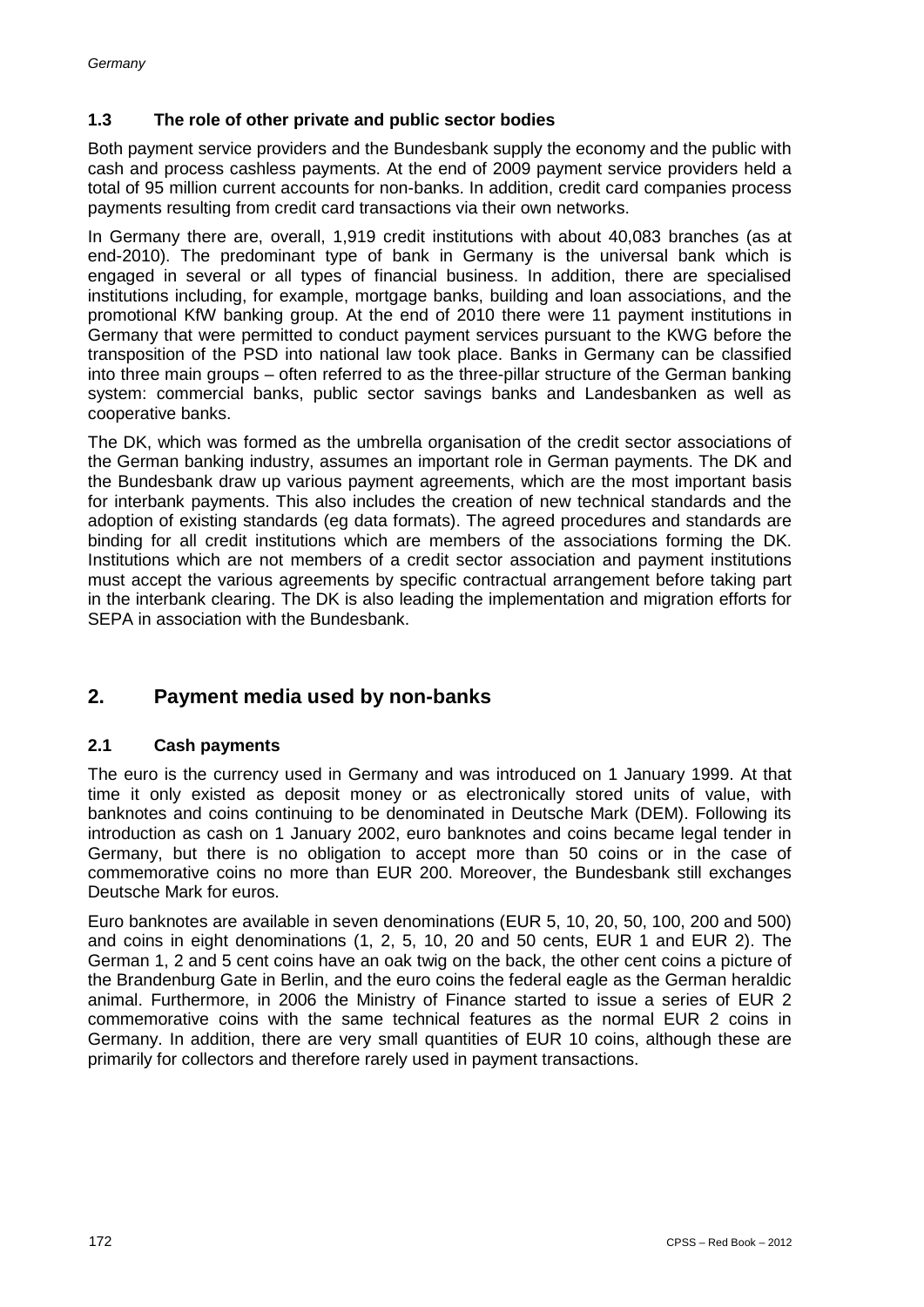### 1.3 The role of other private and public sector bodies

Both payment service providers and the Bundesbank supply the economy and the public with cash and process cashless payments. At the end of 2009 payment service providers held a total of 95 million current accounts for non-banks. In addition, credit card companies process payments resulting from credit card transactions via their own networks.

In Germany there are, overall, 1,919 credit institutions with about 40,083 branches (as at end-2010). The predominant type of bank in Germany is the universal bank which is engaged in several or all types of financial business. In addition, there are specialised institutions including, for example, mortgage banks, building and loan associations, and the promotional KfW banking group. At the end of 2010 there were 11 payment institutions in Germany that were permitted to conduct payment services pursuant to the KWG before the transposition of the PSD into national law took place. Banks in Germany can be classified into three main groups – often referred to as the three-pillar structure of the German banking system: commercial banks, public sector savings banks and Landesbanken as well as cooperative banks.

The DK, which was formed as the umbrella organisation of the credit sector associations of the German banking industry, assumes an important role in German payments. The DK and the Bundesbank draw up various payment agreements, which are the most important basis for interbank payments. This also includes the creation of new technical standards and the adoption of existing standards (eg data formats). The agreed procedures and standards are binding for all credit institutions which are members of the associations forming the DK. Institutions which are not members of a credit sector association and payment institutions must accept the various agreements by specific contractual arrangement before taking part in the interbank clearing. The DK is also leading the implementation and migration efforts for SEPA in association with the Bundesbank.

## 2. Payment media used by non-banks

### 2.1 Cash payments

The euro is the currency used in Germany and was introduced on 1 January 1999. At that time it only existed as deposit money or as electronically stored units of value, with banknotes and coins continuing to be denominated in Deutsche Mark (DEM). Following its introduction as cash on 1 January 2002, euro banknotes and coins became legal tender in Germany, but there is no obligation to accept more than 50 coins or in the case of commemorative coins no more than EUR 200. Moreover, the Bundesbank still exchanges Deutsche Mark for euros.

Euro banknotes are available in seven denominations (EUR 5, 10, 20, 50, 100, 200 and 500) and coins in eight denominations (1, 2, 5, 10, 20 and 50 cents, EUR 1 and EUR 2). The German 1, 2 and 5 cent coins have an oak twig on the back, the other cent coins a picture of the Brandenburg Gate in Berlin, and the euro coins the federal eagle as the German heraldic animal. Furthermore, in 2006 the Ministry of Finance started to issue a series of EUR 2 commemorative coins with the same technical features as the normal EUR 2 coins in Germany. In addition, there are very small quantities of EUR 10 coins, although these are primarily for collectors and therefore rarely used in payment transactions.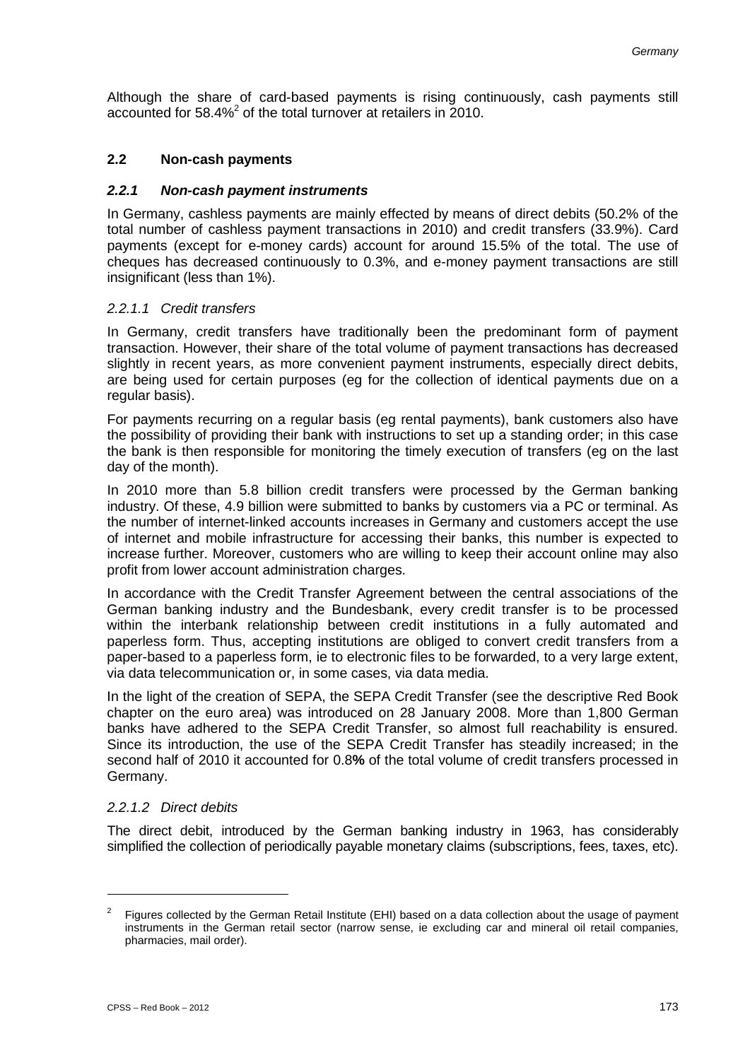Although the share of card-based payments is rising continuously, cash payments still accounted for 58.4%[2] of the total turnover at retailers in 2010.

### 2.2 Non-cash payments

#### *2.2.1 Non-cash payment instruments*

In Germany, cashless payments are mainly effected by means of direct debits (50.2% of the total number of cashless payment transactions in 2010) and credit transfers (33.9%). Card payments (except for e-money cards) account for around 15.5% of the total. The use of cheques has decreased continuously to 0.3%, and e-money payment transactions are still insignificant (less than 1%).

##### *2.2.1.1 Credit transfers*

In Germany, credit transfers have traditionally been the predominant form of payment transaction. However, their share of the total volume of payment transactions has decreased slightly in recent years, as more convenient payment instruments, especially direct debits, are being used for certain purposes (eg for the collection of identical payments due on a regular basis).

For payments recurring on a regular basis (eg rental payments), bank customers also have the possibility of providing their bank with instructions to set up a standing order; in this case the bank is then responsible for monitoring the timely execution of transfers (eg on the last day of the month).

In 2010 more than 5.8 billion credit transfers were processed by the German banking industry. Of these, 4.9 billion were submitted to banks by customers via a PC or terminal. As the number of internet-linked accounts increases in Germany and customers accept the use of internet and mobile infrastructure for accessing their banks, this number is expected to increase further. Moreover, customers who are willing to keep their account online may also profit from lower account administration charges.

In accordance with the Credit Transfer Agreement between the central associations of the German banking industry and the Bundesbank, every credit transfer is to be processed within the interbank relationship between credit institutions in a fully automated and paperless form. Thus, accepting institutions are obliged to convert credit transfers from a paper-based to a paperless form, ie to electronic files to be forwarded, to a very large extent, via data telecommunication or, in some cases, via data media.

In the light of the creation of SEPA, the SEPA Credit Transfer (see the descriptive Red Book chapter on the euro area) was introduced on 28 January 2008. More than 1,800 German banks have adhered to the SEPA Credit Transfer, so almost full reachability is ensured. Since its introduction, the use of the SEPA Credit Transfer has steadily increased; in the second half of 2010 it accounted for 0.8**%** of the total volume of credit transfers processed in Germany.

##### *2.2.1.2 Direct debits*

The direct debit, introduced by the German banking industry in 1963, has considerably simplified the collection of periodically payable monetary claims (subscriptions, fees, taxes, etc).

---

[2] Figures collected by the German Retail Institute (EHI) based on a data collection about the usage of payment instruments in the German retail sector (narrow sense, ie excluding car and mineral oil retail companies, pharmacies, mail order).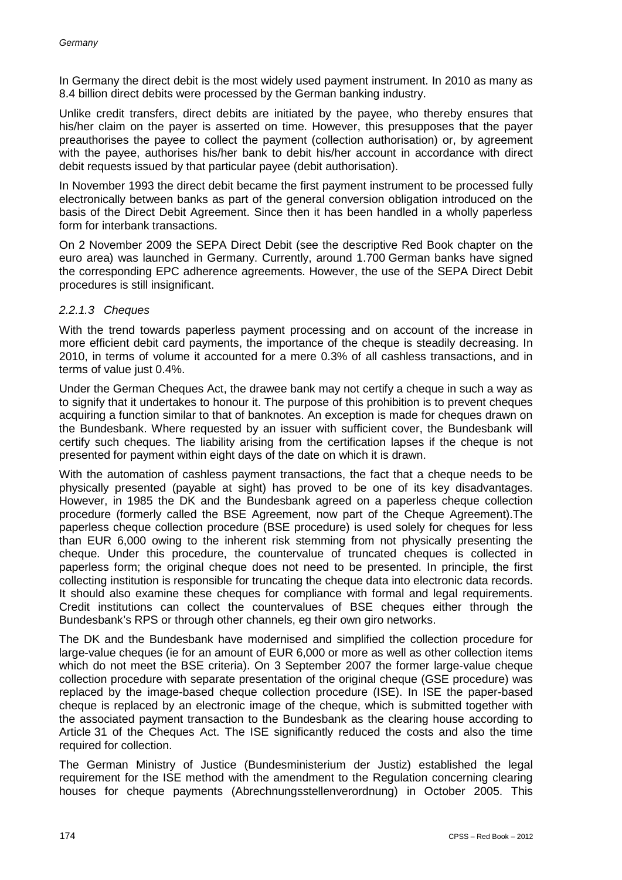In Germany the direct debit is the most widely used payment instrument. In 2010 as many as 8.4 billion direct debits were processed by the German banking industry.

Unlike credit transfers, direct debits are initiated by the payee, who thereby ensures that his/her claim on the payer is asserted on time. However, this presupposes that the payer preauthorises the payee to collect the payment (collection authorisation) or, by agreement with the payee, authorises his/her bank to debit his/her account in accordance with direct debit requests issued by that particular payee (debit authorisation).

In November 1993 the direct debit became the first payment instrument to be processed fully electronically between banks as part of the general conversion obligation introduced on the basis of the Direct Debit Agreement. Since then it has been handled in a wholly paperless form for interbank transactions.

On 2 November 2009 the SEPA Direct Debit (see the descriptive Red Book chapter on the euro area) was launched in Germany. Currently, around 1.700 German banks have signed the corresponding EPC adherence agreements. However, the use of the SEPA Direct Debit procedures is still insignificant.

#### *2.2.1.3 Cheques*

With the trend towards paperless payment processing and on account of the increase in more efficient debit card payments, the importance of the cheque is steadily decreasing. In 2010, in terms of volume it accounted for a mere 0.3% of all cashless transactions, and in terms of value just 0.4%.

Under the German Cheques Act, the drawee bank may not certify a cheque in such a way as to signify that it undertakes to honour it. The purpose of this prohibition is to prevent cheques acquiring a function similar to that of banknotes. An exception is made for cheques drawn on the Bundesbank. Where requested by an issuer with sufficient cover, the Bundesbank will certify such cheques. The liability arising from the certification lapses if the cheque is not presented for payment within eight days of the date on which it is drawn.

With the automation of cashless payment transactions, the fact that a cheque needs to be physically presented (payable at sight) has proved to be one of its key disadvantages. However, in 1985 the DK and the Bundesbank agreed on a paperless cheque collection procedure (formerly called the BSE Agreement, now part of the Cheque Agreement).The paperless cheque collection procedure (BSE procedure) is used solely for cheques for less than EUR 6,000 owing to the inherent risk stemming from not physically presenting the cheque. Under this procedure, the countervalue of truncated cheques is collected in paperless form; the original cheque does not need to be presented. In principle, the first collecting institution is responsible for truncating the cheque data into electronic data records. It should also examine these cheques for compliance with formal and legal requirements. Credit institutions can collect the countervalues of BSE cheques either through the Bundesbank's RPS or through other channels, eg their own giro networks.

The DK and the Bundesbank have modernised and simplified the collection procedure for large-value cheques (ie for an amount of EUR 6,000 or more as well as other collection items which do not meet the BSE criteria). On 3 September 2007 the former large-value cheque collection procedure with separate presentation of the original cheque (GSE procedure) was replaced by the image-based cheque collection procedure (ISE). In ISE the paper-based cheque is replaced by an electronic image of the cheque, which is submitted together with the associated payment transaction to the Bundesbank as the clearing house according to Article 31 of the Cheques Act. The ISE significantly reduced the costs and also the time required for collection.

The German Ministry of Justice (Bundesministerium der Justiz) established the legal requirement for the ISE method with the amendment to the Regulation concerning clearing houses for cheque payments (Abrechnungsstellenverordnung) in October 2005. This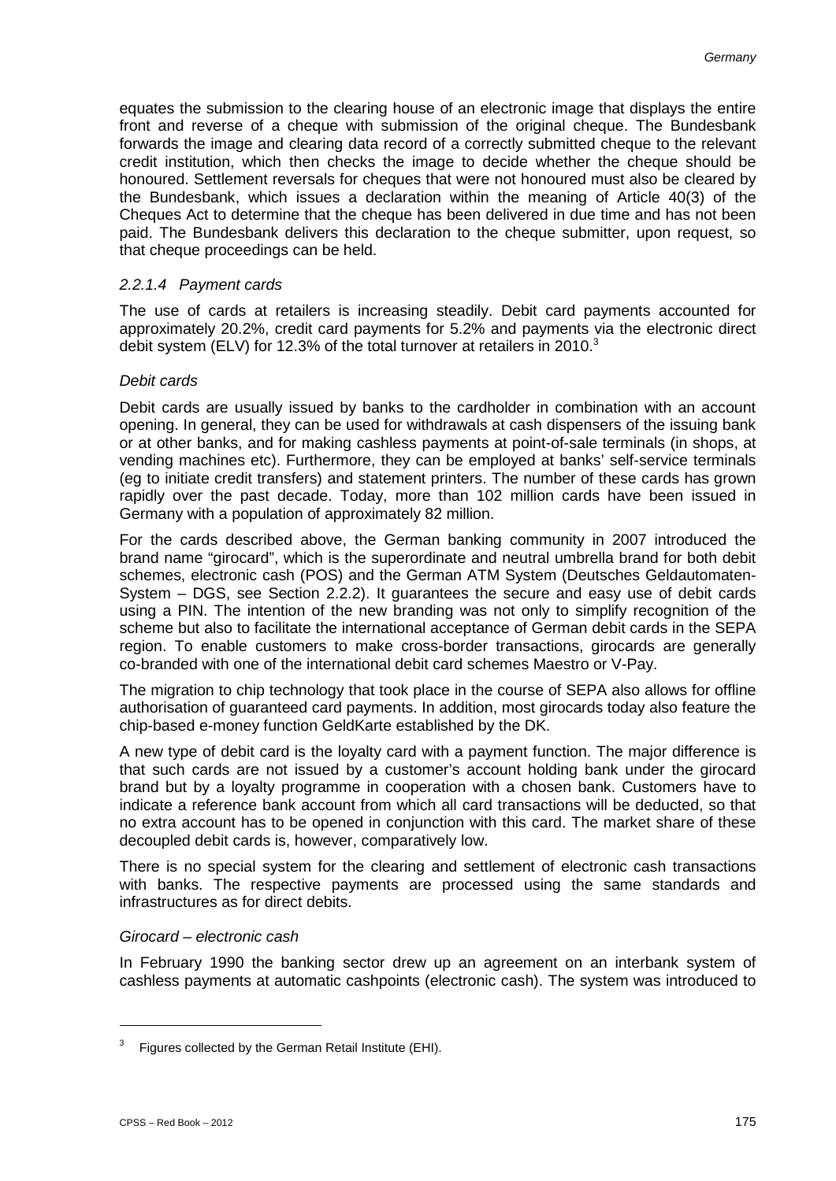equates the submission to the clearing house of an electronic image that displays the entire front and reverse of a cheque with submission of the original cheque. The Bundesbank forwards the image and clearing data record of a correctly submitted cheque to the relevant credit institution, which then checks the image to decide whether the cheque should be honoured. Settlement reversals for cheques that were not honoured must also be cleared by the Bundesbank, which issues a declaration within the meaning of Article 40(3) of the Cheques Act to determine that the cheque has been delivered in due time and has not been paid. The Bundesbank delivers this declaration to the cheque submitter, upon request, so that cheque proceedings can be held.

#### *2.2.1.4 Payment cards*

The use of cards at retailers is increasing steadily. Debit card payments accounted for approximately 20.2%, credit card payments for 5.2% and payments via the electronic direct debit system (ELV) for 12.3% of the total turnover at retailers in 2010.[3]

*Debit cards*

Debit cards are usually issued by banks to the cardholder in combination with an account opening. In general, they can be used for withdrawals at cash dispensers of the issuing bank or at other banks, and for making cashless payments at point-of-sale terminals (in shops, at vending machines etc). Furthermore, they can be employed at banks' self-service terminals (eg to initiate credit transfers) and statement printers. The number of these cards has grown rapidly over the past decade. Today, more than 102 million cards have been issued in Germany with a population of approximately 82 million.

For the cards described above, the German banking community in 2007 introduced the brand name "girocard", which is the superordinate and neutral umbrella brand for both debit schemes, electronic cash (POS) and the German ATM System (Deutsches Geldautomaten-System – DGS, see Section 2.2.2). It guarantees the secure and easy use of debit cards using a PIN. The intention of the new branding was not only to simplify recognition of the scheme but also to facilitate the international acceptance of German debit cards in the SEPA region. To enable customers to make cross-border transactions, girocards are generally co-branded with one of the international debit card schemes Maestro or V-Pay.

The migration to chip technology that took place in the course of SEPA also allows for offline authorisation of guaranteed card payments. In addition, most girocards today also feature the chip-based e-money function GeldKarte established by the DK.

A new type of debit card is the loyalty card with a payment function. The major difference is that such cards are not issued by a customer's account holding bank under the girocard brand but by a loyalty programme in cooperation with a chosen bank. Customers have to indicate a reference bank account from which all card transactions will be deducted, so that no extra account has to be opened in conjunction with this card. The market share of these decoupled debit cards is, however, comparatively low.

There is no special system for the clearing and settlement of electronic cash transactions with banks. The respective payments are processed using the same standards and infrastructures as for direct debits.

*Girocard – electronic cash*

In February 1990 the banking sector drew up an agreement on an interbank system of cashless payments at automatic cashpoints (electronic cash). The system was introduced to

[3] Figures collected by the German Retail Institute (EHI).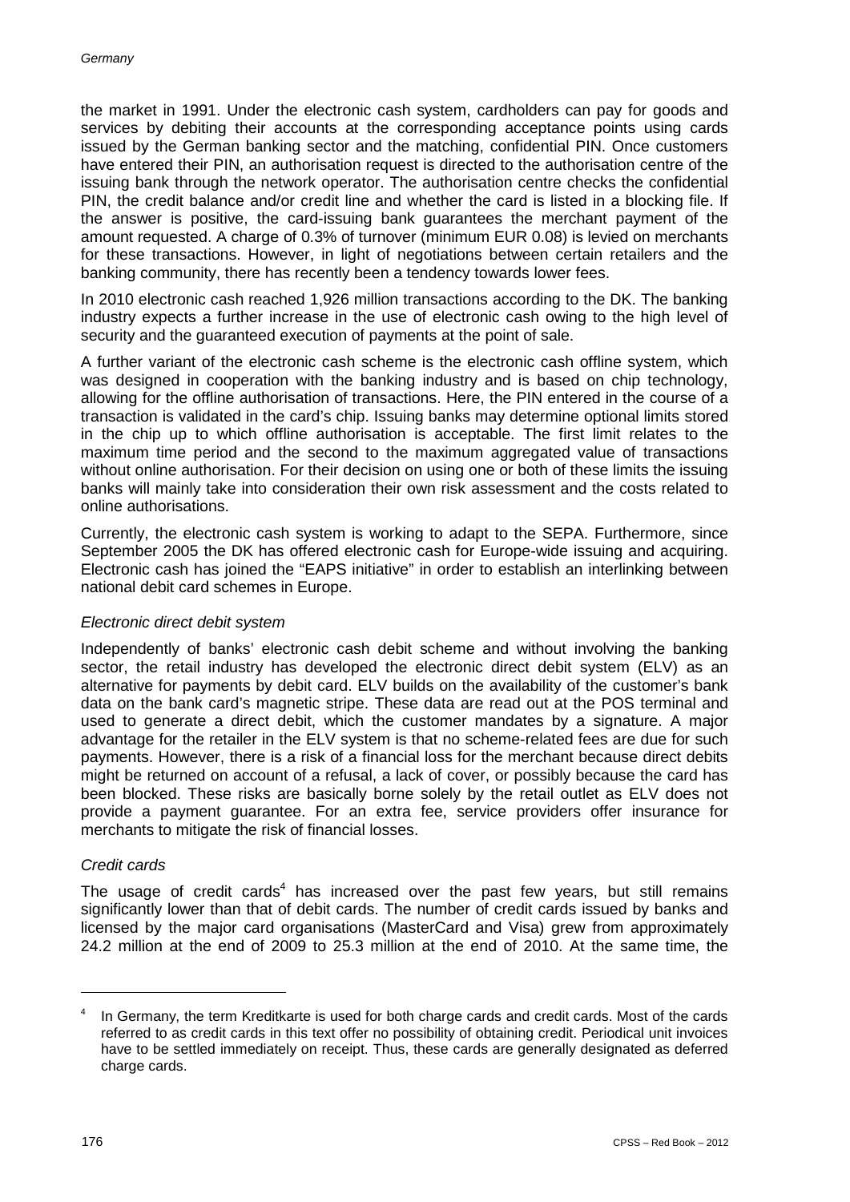the market in 1991. Under the electronic cash system, cardholders can pay for goods and services by debiting their accounts at the corresponding acceptance points using cards issued by the German banking sector and the matching, confidential PIN. Once customers have entered their PIN, an authorisation request is directed to the authorisation centre of the issuing bank through the network operator. The authorisation centre checks the confidential PIN, the credit balance and/or credit line and whether the card is listed in a blocking file. If the answer is positive, the card-issuing bank guarantees the merchant payment of the amount requested. A charge of 0.3% of turnover (minimum EUR 0.08) is levied on merchants for these transactions. However, in light of negotiations between certain retailers and the banking community, there has recently been a tendency towards lower fees.

In 2010 electronic cash reached 1,926 million transactions according to the DK. The banking industry expects a further increase in the use of electronic cash owing to the high level of security and the guaranteed execution of payments at the point of sale.

A further variant of the electronic cash scheme is the electronic cash offline system, which was designed in cooperation with the banking industry and is based on chip technology, allowing for the offline authorisation of transactions. Here, the PIN entered in the course of a transaction is validated in the card's chip. Issuing banks may determine optional limits stored in the chip up to which offline authorisation is acceptable. The first limit relates to the maximum time period and the second to the maximum aggregated value of transactions without online authorisation. For their decision on using one or both of these limits the issuing banks will mainly take into consideration their own risk assessment and the costs related to online authorisations.

Currently, the electronic cash system is working to adapt to the SEPA. Furthermore, since September 2005 the DK has offered electronic cash for Europe-wide issuing and acquiring. Electronic cash has joined the "EAPS initiative" in order to establish an interlinking between national debit card schemes in Europe.

*Electronic direct debit system*

Independently of banks' electronic cash debit scheme and without involving the banking sector, the retail industry has developed the electronic direct debit system (ELV) as an alternative for payments by debit card. ELV builds on the availability of the customer's bank data on the bank card's magnetic stripe. These data are read out at the POS terminal and used to generate a direct debit, which the customer mandates by a signature. A major advantage for the retailer in the ELV system is that no scheme-related fees are due for such payments. However, there is a risk of a financial loss for the merchant because direct debits might be returned on account of a refusal, a lack of cover, or possibly because the card has been blocked. These risks are basically borne solely by the retail outlet as ELV does not provide a payment guarantee. For an extra fee, service providers offer insurance for merchants to mitigate the risk of financial losses.

*Credit cards*

The usage of credit cards[4] has increased over the past few years, but still remains significantly lower than that of debit cards. The number of credit cards issued by banks and licensed by the major card organisations (MasterCard and Visa) grew from approximately 24.2 million at the end of 2009 to 25.3 million at the end of 2010. At the same time, the

---

[4] In Germany, the term Kreditkarte is used for both charge cards and credit cards. Most of the cards referred to as credit cards in this text offer no possibility of obtaining credit. Periodical unit invoices have to be settled immediately on receipt. Thus, these cards are generally designated as deferred charge cards.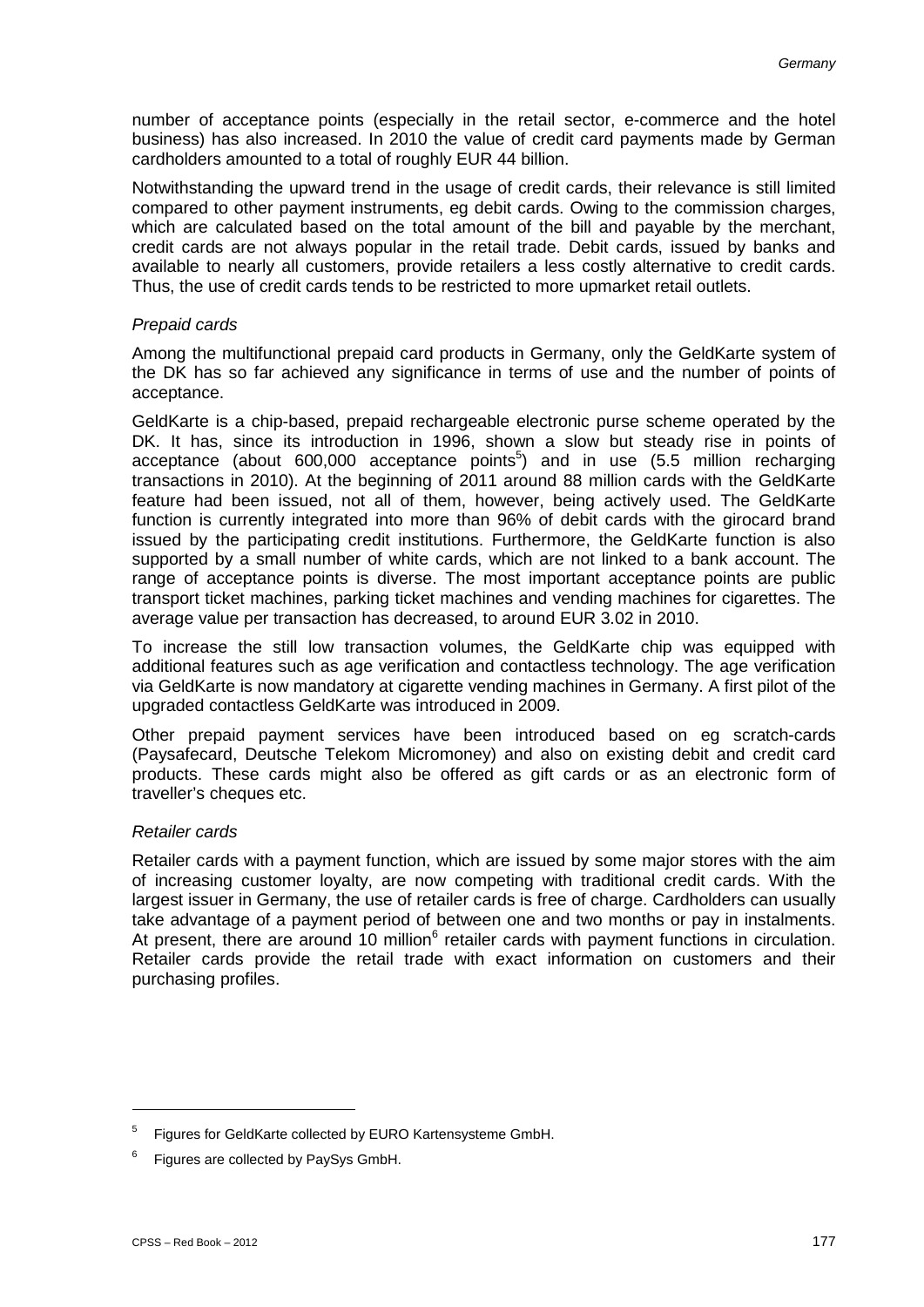number of acceptance points (especially in the retail sector, e-commerce and the hotel business) has also increased. In 2010 the value of credit card payments made by German cardholders amounted to a total of roughly EUR 44 billion.

Notwithstanding the upward trend in the usage of credit cards, their relevance is still limited compared to other payment instruments, eg debit cards. Owing to the commission charges, which are calculated based on the total amount of the bill and payable by the merchant, credit cards are not always popular in the retail trade. Debit cards, issued by banks and available to nearly all customers, provide retailers a less costly alternative to credit cards. Thus, the use of credit cards tends to be restricted to more upmarket retail outlets.

*Prepaid cards*

Among the multifunctional prepaid card products in Germany, only the GeldKarte system of the DK has so far achieved any significance in terms of use and the number of points of acceptance.

GeldKarte is a chip-based, prepaid rechargeable electronic purse scheme operated by the DK. It has, since its introduction in 1996, shown a slow but steady rise in points of acceptance (about 600,000 acceptance points[5]) and in use (5.5 million recharging transactions in 2010). At the beginning of 2011 around 88 million cards with the GeldKarte feature had been issued, not all of them, however, being actively used. The GeldKarte function is currently integrated into more than 96% of debit cards with the girocard brand issued by the participating credit institutions. Furthermore, the GeldKarte function is also supported by a small number of white cards, which are not linked to a bank account. The range of acceptance points is diverse. The most important acceptance points are public transport ticket machines, parking ticket machines and vending machines for cigarettes. The average value per transaction has decreased, to around EUR 3.02 in 2010.

To increase the still low transaction volumes, the GeldKarte chip was equipped with additional features such as age verification and contactless technology. The age verification via GeldKarte is now mandatory at cigarette vending machines in Germany. A first pilot of the upgraded contactless GeldKarte was introduced in 2009.

Other prepaid payment services have been introduced based on eg scratch-cards (Paysafecard, Deutsche Telekom Micromoney) and also on existing debit and credit card products. These cards might also be offered as gift cards or as an electronic form of traveller's cheques etc.

*Retailer cards*

Retailer cards with a payment function, which are issued by some major stores with the aim of increasing customer loyalty, are now competing with traditional credit cards. With the largest issuer in Germany, the use of retailer cards is free of charge. Cardholders can usually take advantage of a payment period of between one and two months or pay in instalments. At present, there are around 10 million[6] retailer cards with payment functions in circulation. Retailer cards provide the retail trade with exact information on customers and their purchasing profiles.

---

[5] Figures for GeldKarte collected by EURO Kartensysteme GmbH.

[6] Figures are collected by PaySys GmbH.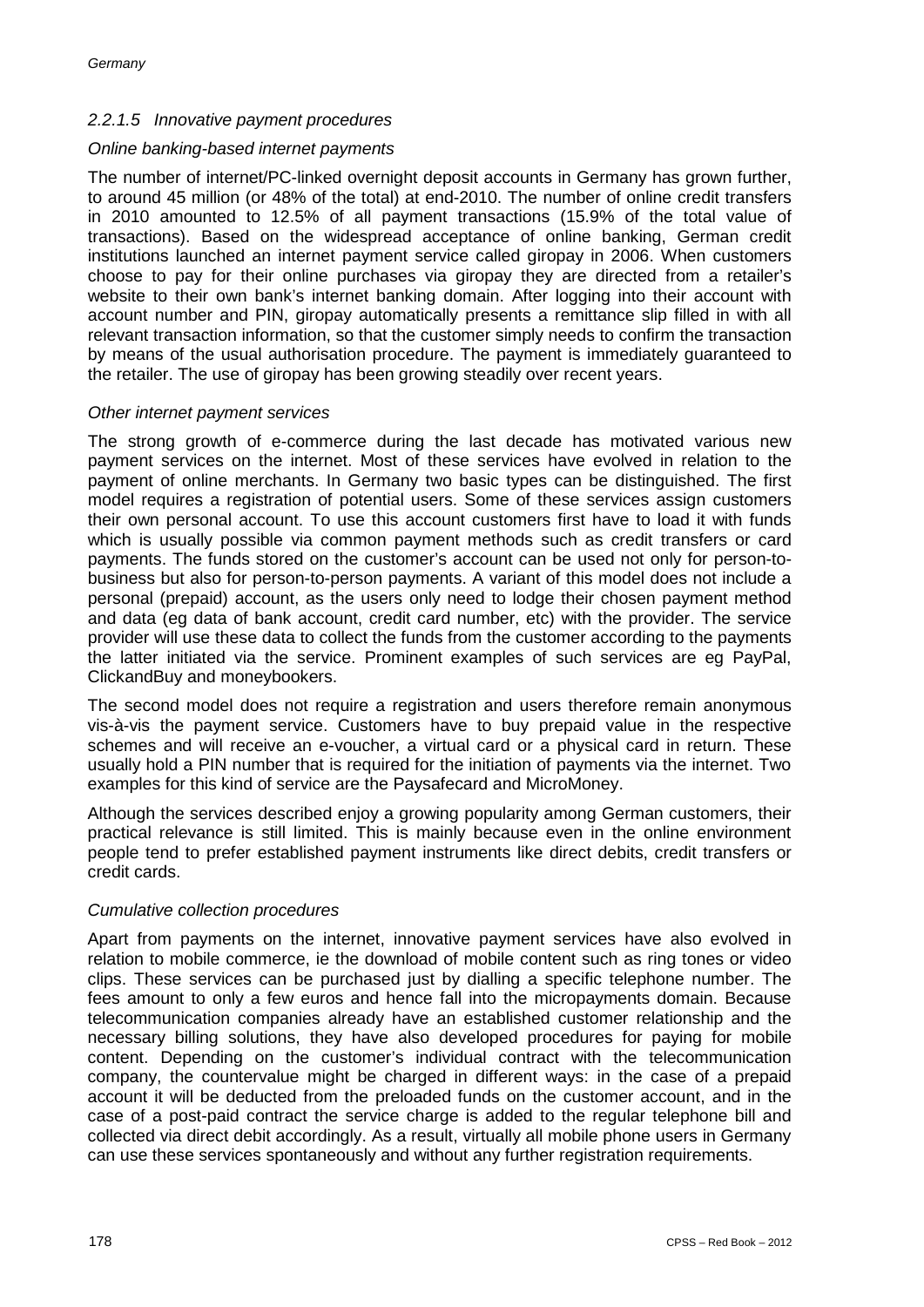#### *2.2.1.5 Innovative payment procedures*

*Online banking-based internet payments*

The number of internet/PC-linked overnight deposit accounts in Germany has grown further, to around 45 million (or 48% of the total) at end-2010. The number of online credit transfers in 2010 amounted to 12.5% of all payment transactions (15.9% of the total value of transactions). Based on the widespread acceptance of online banking, German credit institutions launched an internet payment service called giropay in 2006. When customers choose to pay for their online purchases via giropay they are directed from a retailer's website to their own bank's internet banking domain. After logging into their account with account number and PIN, giropay automatically presents a remittance slip filled in with all relevant transaction information, so that the customer simply needs to confirm the transaction by means of the usual authorisation procedure. The payment is immediately guaranteed to the retailer. The use of giropay has been growing steadily over recent years.

*Other internet payment services*

The strong growth of e-commerce during the last decade has motivated various new payment services on the internet. Most of these services have evolved in relation to the payment of online merchants. In Germany two basic types can be distinguished. The first model requires a registration of potential users. Some of these services assign customers their own personal account. To use this account customers first have to load it with funds which is usually possible via common payment methods such as credit transfers or card payments. The funds stored on the customer's account can be used not only for person-to-business but also for person-to-person payments. A variant of this model does not include a personal (prepaid) account, as the users only need to lodge their chosen payment method and data (eg data of bank account, credit card number, etc) with the provider. The service provider will use these data to collect the funds from the customer according to the payments the latter initiated via the service. Prominent examples of such services are eg PayPal, ClickandBuy and moneybookers.

The second model does not require a registration and users therefore remain anonymous vis-à-vis the payment service. Customers have to buy prepaid value in the respective schemes and will receive an e-voucher, a virtual card or a physical card in return. These usually hold a PIN number that is required for the initiation of payments via the internet. Two examples for this kind of service are the Paysafecard and MicroMoney.

Although the services described enjoy a growing popularity among German customers, their practical relevance is still limited. This is mainly because even in the online environment people tend to prefer established payment instruments like direct debits, credit transfers or credit cards.

*Cumulative collection procedures*

Apart from payments on the internet, innovative payment services have also evolved in relation to mobile commerce, ie the download of mobile content such as ring tones or video clips. These services can be purchased just by dialling a specific telephone number. The fees amount to only a few euros and hence fall into the micropayments domain. Because telecommunication companies already have an established customer relationship and the necessary billing solutions, they have also developed procedures for paying for mobile content. Depending on the customer's individual contract with the telecommunication company, the countervalue might be charged in different ways: in the case of a prepaid account it will be deducted from the preloaded funds on the customer account, and in the case of a post-paid contract the service charge is added to the regular telephone bill and collected via direct debit accordingly. As a result, virtually all mobile phone users in Germany can use these services spontaneously and without any further registration requirements.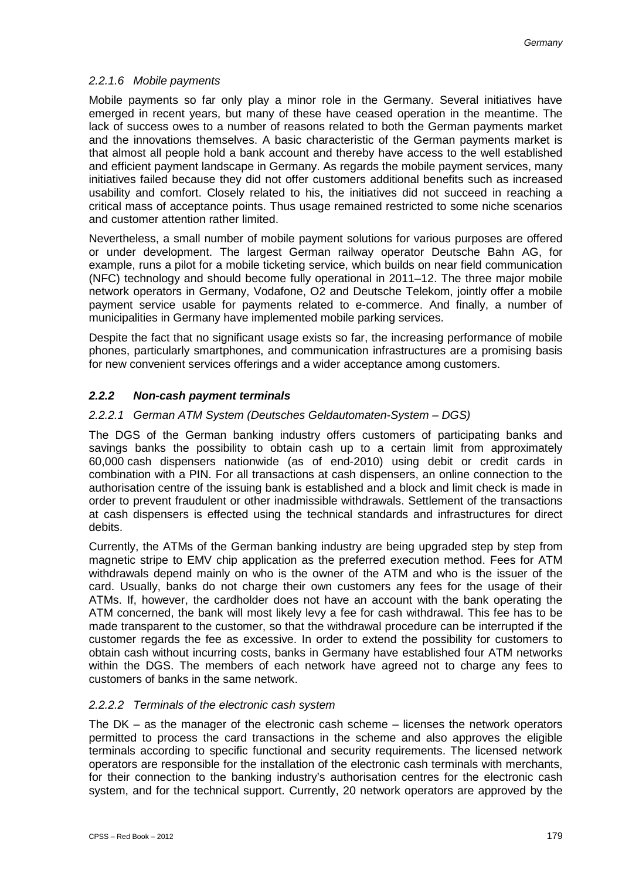#### *2.2.1.6 Mobile payments*

Mobile payments so far only play a minor role in the Germany. Several initiatives have emerged in recent years, but many of these have ceased operation in the meantime. The lack of success owes to a number of reasons related to both the German payments market and the innovations themselves. A basic characteristic of the German payments market is that almost all people hold a bank account and thereby have access to the well established and efficient payment landscape in Germany. As regards the mobile payment services, many initiatives failed because they did not offer customers additional benefits such as increased usability and comfort. Closely related to his, the initiatives did not succeed in reaching a critical mass of acceptance points. Thus usage remained restricted to some niche scenarios and customer attention rather limited.

Nevertheless, a small number of mobile payment solutions for various purposes are offered or under development. The largest German railway operator Deutsche Bahn AG, for example, runs a pilot for a mobile ticketing service, which builds on near field communication (NFC) technology and should become fully operational in 2011–12. The three major mobile network operators in Germany, Vodafone, O2 and Deutsche Telekom, jointly offer a mobile payment service usable for payments related to e-commerce. And finally, a number of municipalities in Germany have implemented mobile parking services.

Despite the fact that no significant usage exists so far, the increasing performance of mobile phones, particularly smartphones, and communication infrastructures are a promising basis for new convenient services offerings and a wider acceptance among customers.

### ***2.2.2 Non-cash payment terminals***

#### *2.2.2.1 German ATM System (Deutsches Geldautomaten-System – DGS)*

The DGS of the German banking industry offers customers of participating banks and savings banks the possibility to obtain cash up to a certain limit from approximately 60,000 cash dispensers nationwide (as of end-2010) using debit or credit cards in combination with a PIN. For all transactions at cash dispensers, an online connection to the authorisation centre of the issuing bank is established and a block and limit check is made in order to prevent fraudulent or other inadmissible withdrawals. Settlement of the transactions at cash dispensers is effected using the technical standards and infrastructures for direct debits.

Currently, the ATMs of the German banking industry are being upgraded step by step from magnetic stripe to EMV chip application as the preferred execution method. Fees for ATM withdrawals depend mainly on who is the owner of the ATM and who is the issuer of the card. Usually, banks do not charge their own customers any fees for the usage of their ATMs. If, however, the cardholder does not have an account with the bank operating the ATM concerned, the bank will most likely levy a fee for cash withdrawal. This fee has to be made transparent to the customer, so that the withdrawal procedure can be interrupted if the customer regards the fee as excessive. In order to extend the possibility for customers to obtain cash without incurring costs, banks in Germany have established four ATM networks within the DGS. The members of each network have agreed not to charge any fees to customers of banks in the same network.

#### *2.2.2.2 Terminals of the electronic cash system*

The DK – as the manager of the electronic cash scheme – licenses the network operators permitted to process the card transactions in the scheme and also approves the eligible terminals according to specific functional and security requirements. The licensed network operators are responsible for the installation of the electronic cash terminals with merchants, for their connection to the banking industry's authorisation centres for the electronic cash system, and for the technical support. Currently, 20 network operators are approved by the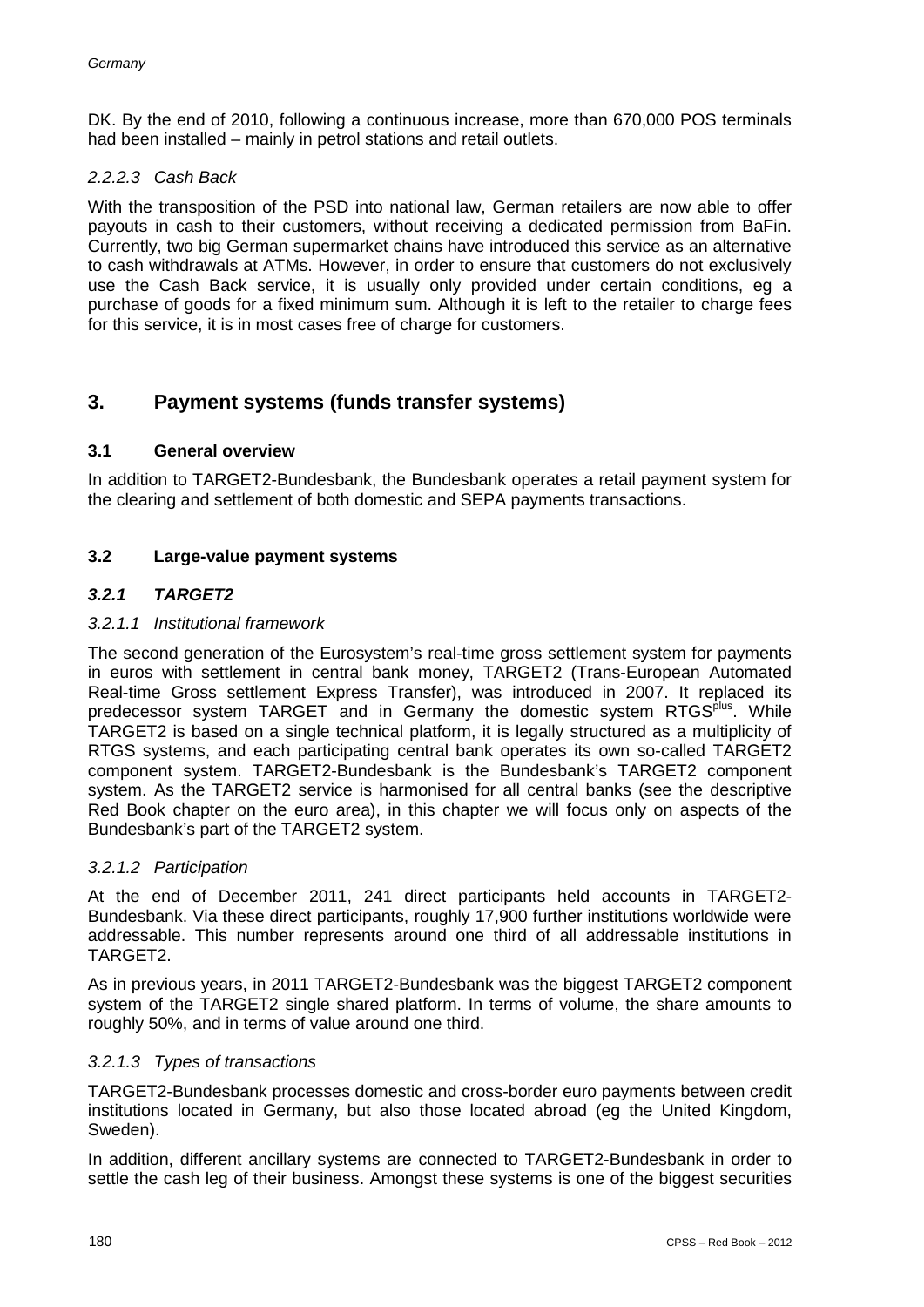DK. By the end of 2010, following a continuous increase, more than 670,000 POS terminals had been installed – mainly in petrol stations and retail outlets.

#### *2.2.2.3 Cash Back*

With the transposition of the PSD into national law, German retailers are now able to offer payouts in cash to their customers, without receiving a dedicated permission from BaFin. Currently, two big German supermarket chains have introduced this service as an alternative to cash withdrawals at ATMs. However, in order to ensure that customers do not exclusively use the Cash Back service, it is usually only provided under certain conditions, eg a purchase of goods for a fixed minimum sum. Although it is left to the retailer to charge fees for this service, it is in most cases free of charge for customers.

## 3. Payment systems (funds transfer systems)

### 3.1 General overview

In addition to TARGET2-Bundesbank, the Bundesbank operates a retail payment system for the clearing and settlement of both domestic and SEPA payments transactions.

### 3.2 Large-value payment systems

#### *3.2.1 TARGET2*

#### *3.2.1.1 Institutional framework*

The second generation of the Eurosystem's real-time gross settlement system for payments in euros with settlement in central bank money, TARGET2 (Trans-European Automated Real-time Gross settlement Express Transfer), was introduced in 2007. It replaced its predecessor system TARGET and in Germany the domestic system RTGS$^{plus}$. While TARGET2 is based on a single technical platform, it is legally structured as a multiplicity of RTGS systems, and each participating central bank operates its own so-called TARGET2 component system. TARGET2-Bundesbank is the Bundesbank's TARGET2 component system. As the TARGET2 service is harmonised for all central banks (see the descriptive Red Book chapter on the euro area), in this chapter we will focus only on aspects of the Bundesbank's part of the TARGET2 system.

#### *3.2.1.2 Participation*

At the end of December 2011, 241 direct participants held accounts in TARGET2-Bundesbank. Via these direct participants, roughly 17,900 further institutions worldwide were addressable. This number represents around one third of all addressable institutions in TARGET2.

As in previous years, in 2011 TARGET2-Bundesbank was the biggest TARGET2 component system of the TARGET2 single shared platform. In terms of volume, the share amounts to roughly 50%, and in terms of value around one third.

#### *3.2.1.3 Types of transactions*

TARGET2-Bundesbank processes domestic and cross-border euro payments between credit institutions located in Germany, but also those located abroad (eg the United Kingdom, Sweden).

In addition, different ancillary systems are connected to TARGET2-Bundesbank in order to settle the cash leg of their business. Amongst these systems is one of the biggest securities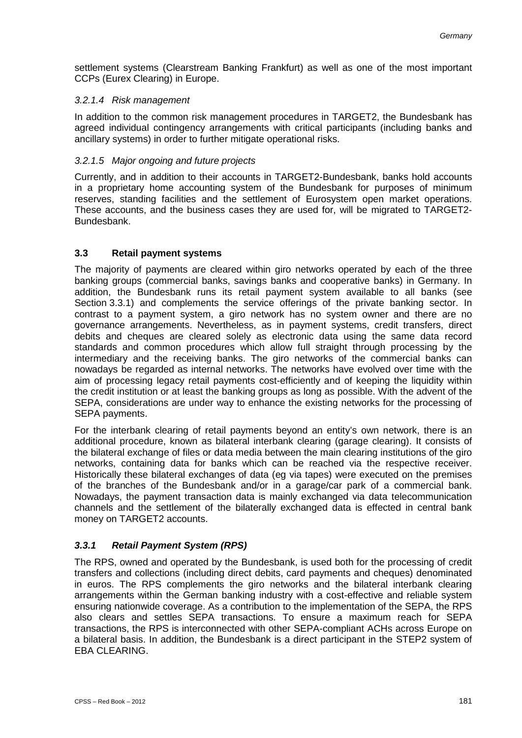settlement systems (Clearstream Banking Frankfurt) as well as one of the most important CCPs (Eurex Clearing) in Europe.

#### *3.2.1.4 Risk management*

In addition to the common risk management procedures in TARGET2, the Bundesbank has agreed individual contingency arrangements with critical participants (including banks and ancillary systems) in order to further mitigate operational risks.

#### *3.2.1.5 Major ongoing and future projects*

Currently, and in addition to their accounts in TARGET2-Bundesbank, banks hold accounts in a proprietary home accounting system of the Bundesbank for purposes of minimum reserves, standing facilities and the settlement of Eurosystem open market operations. These accounts, and the business cases they are used for, will be migrated to TARGET2-Bundesbank.

## 3.3 Retail payment systems

The majority of payments are cleared within giro networks operated by each of the three banking groups (commercial banks, savings banks and cooperative banks) in Germany. In addition, the Bundesbank runs its retail payment system available to all banks (see Section 3.3.1) and complements the service offerings of the private banking sector. In contrast to a payment system, a giro network has no system owner and there are no governance arrangements. Nevertheless, as in payment systems, credit transfers, direct debits and cheques are cleared solely as electronic data using the same data record standards and common procedures which allow full straight through processing by the intermediary and the receiving banks. The giro networks of the commercial banks can nowadays be regarded as internal networks. The networks have evolved over time with the aim of processing legacy retail payments cost-efficiently and of keeping the liquidity within the credit institution or at least the banking groups as long as possible. With the advent of the SEPA, considerations are under way to enhance the existing networks for the processing of SEPA payments.

For the interbank clearing of retail payments beyond an entity's own network, there is an additional procedure, known as bilateral interbank clearing (garage clearing). It consists of the bilateral exchange of files or data media between the main clearing institutions of the giro networks, containing data for banks which can be reached via the respective receiver. Historically these bilateral exchanges of data (eg via tapes) were executed on the premises of the branches of the Bundesbank and/or in a garage/car park of a commercial bank. Nowadays, the payment transaction data is mainly exchanged via data telecommunication channels and the settlement of the bilaterally exchanged data is effected in central bank money on TARGET2 accounts.

### *3.3.1 Retail Payment System (RPS)*

The RPS, owned and operated by the Bundesbank, is used both for the processing of credit transfers and collections (including direct debits, card payments and cheques) denominated in euros. The RPS complements the giro networks and the bilateral interbank clearing arrangements within the German banking industry with a cost-effective and reliable system ensuring nationwide coverage. As a contribution to the implementation of the SEPA, the RPS also clears and settles SEPA transactions. To ensure a maximum reach for SEPA transactions, the RPS is interconnected with other SEPA-compliant ACHs across Europe on a bilateral basis. In addition, the Bundesbank is a direct participant in the STEP2 system of EBA CLEARING.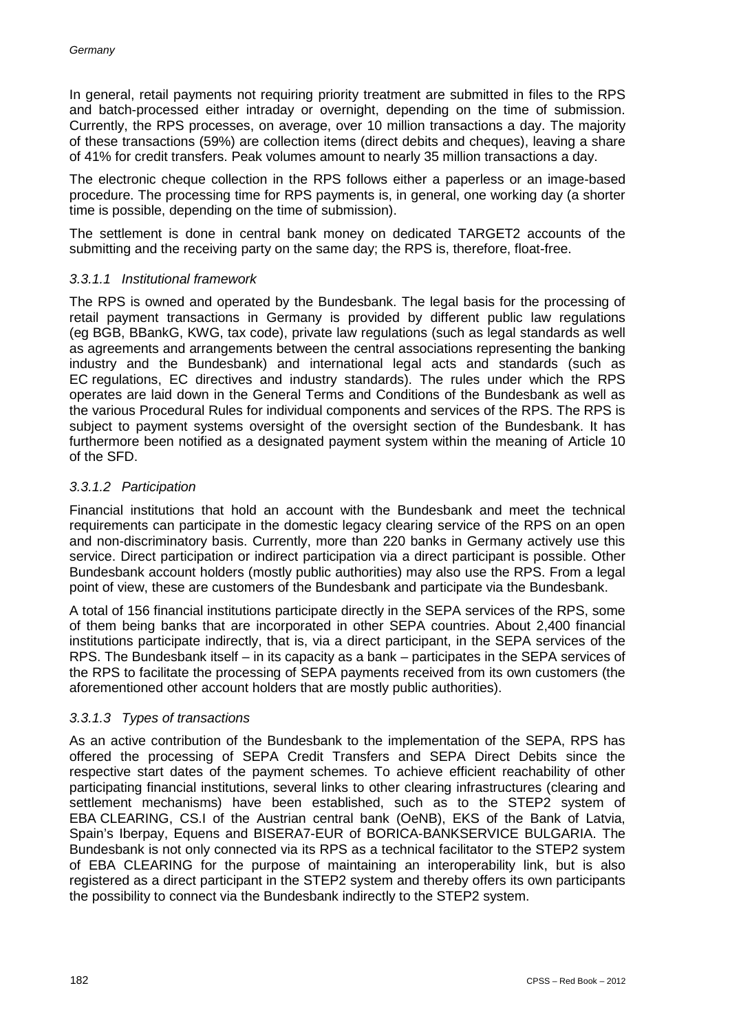In general, retail payments not requiring priority treatment are submitted in files to the RPS and batch-processed either intraday or overnight, depending on the time of submission. Currently, the RPS processes, on average, over 10 million transactions a day. The majority of these transactions (59%) are collection items (direct debits and cheques), leaving a share of 41% for credit transfers. Peak volumes amount to nearly 35 million transactions a day.

The electronic cheque collection in the RPS follows either a paperless or an image-based procedure. The processing time for RPS payments is, in general, one working day (a shorter time is possible, depending on the time of submission).

The settlement is done in central bank money on dedicated TARGET2 accounts of the submitting and the receiving party on the same day; the RPS is, therefore, float-free.

#### *3.3.1.1 Institutional framework*

The RPS is owned and operated by the Bundesbank. The legal basis for the processing of retail payment transactions in Germany is provided by different public law regulations (eg BGB, BBankG, KWG, tax code), private law regulations (such as legal standards as well as agreements and arrangements between the central associations representing the banking industry and the Bundesbank) and international legal acts and standards (such as EC regulations, EC directives and industry standards). The rules under which the RPS operates are laid down in the General Terms and Conditions of the Bundesbank as well as the various Procedural Rules for individual components and services of the RPS. The RPS is subject to payment systems oversight of the oversight section of the Bundesbank. It has furthermore been notified as a designated payment system within the meaning of Article 10 of the SFD.

#### *3.3.1.2 Participation*

Financial institutions that hold an account with the Bundesbank and meet the technical requirements can participate in the domestic legacy clearing service of the RPS on an open and non-discriminatory basis. Currently, more than 220 banks in Germany actively use this service. Direct participation or indirect participation via a direct participant is possible. Other Bundesbank account holders (mostly public authorities) may also use the RPS. From a legal point of view, these are customers of the Bundesbank and participate via the Bundesbank.

A total of 156 financial institutions participate directly in the SEPA services of the RPS, some of them being banks that are incorporated in other SEPA countries. About 2,400 financial institutions participate indirectly, that is, via a direct participant, in the SEPA services of the RPS. The Bundesbank itself – in its capacity as a bank – participates in the SEPA services of the RPS to facilitate the processing of SEPA payments received from its own customers (the aforementioned other account holders that are mostly public authorities).

#### *3.3.1.3 Types of transactions*

As an active contribution of the Bundesbank to the implementation of the SEPA, RPS has offered the processing of SEPA Credit Transfers and SEPA Direct Debits since the respective start dates of the payment schemes. To achieve efficient reachability of other participating financial institutions, several links to other clearing infrastructures (clearing and settlement mechanisms) have been established, such as to the STEP2 system of EBA CLEARING, CS.I of the Austrian central bank (OeNB), EKS of the Bank of Latvia, Spain's Iberpay, Equens and BISERA7-EUR of BORICA-BANKSERVICE BULGARIA. The Bundesbank is not only connected via its RPS as a technical facilitator to the STEP2 system of EBA CLEARING for the purpose of maintaining an interoperability link, but is also registered as a direct participant in the STEP2 system and thereby offers its own participants the possibility to connect via the Bundesbank indirectly to the STEP2 system.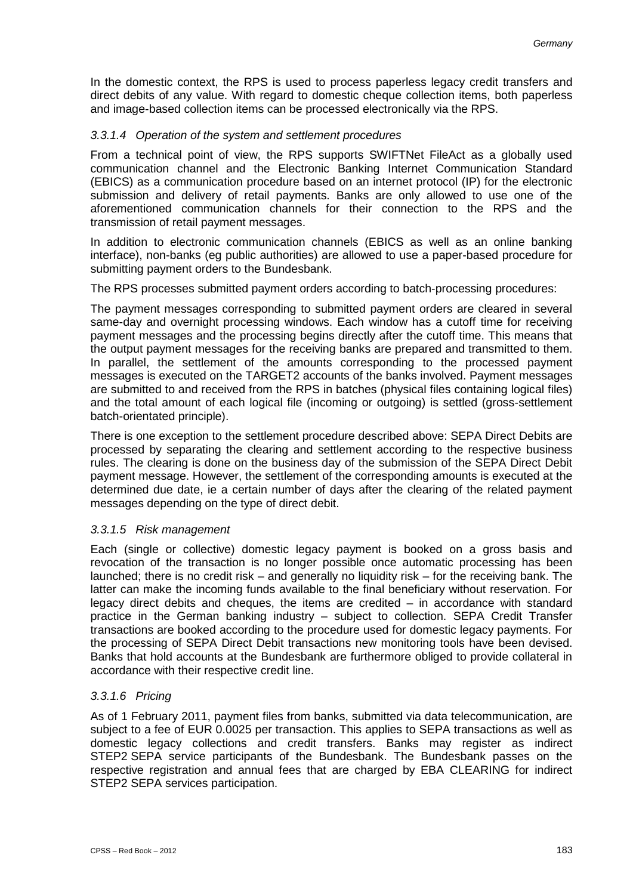In the domestic context, the RPS is used to process paperless legacy credit transfers and direct debits of any value. With regard to domestic cheque collection items, both paperless and image-based collection items can be processed electronically via the RPS.

#### *3.3.1.4 Operation of the system and settlement procedures*

From a technical point of view, the RPS supports SWIFTNet FileAct as a globally used communication channel and the Electronic Banking Internet Communication Standard (EBICS) as a communication procedure based on an internet protocol (IP) for the electronic submission and delivery of retail payments. Banks are only allowed to use one of the aforementioned communication channels for their connection to the RPS and the transmission of retail payment messages.

In addition to electronic communication channels (EBICS as well as an online banking interface), non-banks (eg public authorities) are allowed to use a paper-based procedure for submitting payment orders to the Bundesbank.

The RPS processes submitted payment orders according to batch-processing procedures:

The payment messages corresponding to submitted payment orders are cleared in several same-day and overnight processing windows. Each window has a cutoff time for receiving payment messages and the processing begins directly after the cutoff time. This means that the output payment messages for the receiving banks are prepared and transmitted to them. In parallel, the settlement of the amounts corresponding to the processed payment messages is executed on the TARGET2 accounts of the banks involved. Payment messages are submitted to and received from the RPS in batches (physical files containing logical files) and the total amount of each logical file (incoming or outgoing) is settled (gross-settlement batch-orientated principle).

There is one exception to the settlement procedure described above: SEPA Direct Debits are processed by separating the clearing and settlement according to the respective business rules. The clearing is done on the business day of the submission of the SEPA Direct Debit payment message. However, the settlement of the corresponding amounts is executed at the determined due date, ie a certain number of days after the clearing of the related payment messages depending on the type of direct debit.

#### *3.3.1.5 Risk management*

Each (single or collective) domestic legacy payment is booked on a gross basis and revocation of the transaction is no longer possible once automatic processing has been launched; there is no credit risk – and generally no liquidity risk – for the receiving bank. The latter can make the incoming funds available to the final beneficiary without reservation. For legacy direct debits and cheques, the items are credited – in accordance with standard practice in the German banking industry – subject to collection. SEPA Credit Transfer transactions are booked according to the procedure used for domestic legacy payments. For the processing of SEPA Direct Debit transactions new monitoring tools have been devised. Banks that hold accounts at the Bundesbank are furthermore obliged to provide collateral in accordance with their respective credit line.

#### *3.3.1.6 Pricing*

As of 1 February 2011, payment files from banks, submitted via data telecommunication, are subject to a fee of EUR 0.0025 per transaction. This applies to SEPA transactions as well as domestic legacy collections and credit transfers. Banks may register as indirect STEP2 SEPA service participants of the Bundesbank. The Bundesbank passes on the respective registration and annual fees that are charged by EBA CLEARING for indirect STEP2 SEPA services participation.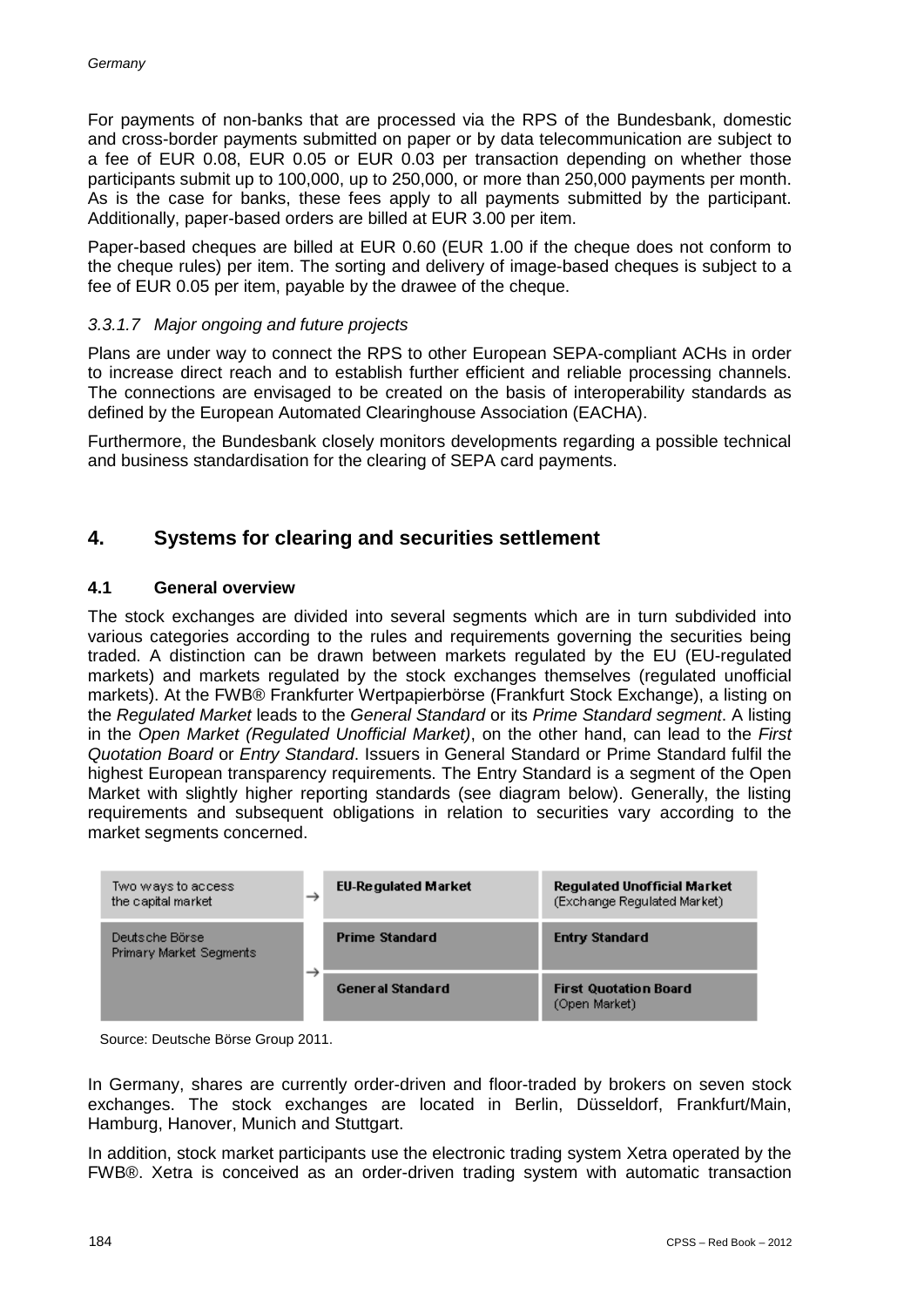For payments of non-banks that are processed via the RPS of the Bundesbank, domestic and cross-border payments submitted on paper or by data telecommunication are subject to a fee of EUR 0.08, EUR 0.05 or EUR 0.03 per transaction depending on whether those participants submit up to 100,000, up to 250,000, or more than 250,000 payments per month. As is the case for banks, these fees apply to all payments submitted by the participant. Additionally, paper-based orders are billed at EUR 3.00 per item.

Paper-based cheques are billed at EUR 0.60 (EUR 1.00 if the cheque does not conform to the cheque rules) per item. The sorting and delivery of image-based cheques is subject to a fee of EUR 0.05 per item, payable by the drawee of the cheque.

#### *3.3.1.7 Major ongoing and future projects*

Plans are under way to connect the RPS to other European SEPA-compliant ACHs in order to increase direct reach and to establish further efficient and reliable processing channels. The connections are envisaged to be created on the basis of interoperability standards as defined by the European Automated Clearinghouse Association (EACHA).

Furthermore, the Bundesbank closely monitors developments regarding a possible technical and business standardisation for the clearing of SEPA card payments.

## 4. Systems for clearing and securities settlement

### 4.1 General overview

The stock exchanges are divided into several segments which are in turn subdivided into various categories according to the rules and requirements governing the securities being traded. A distinction can be drawn between markets regulated by the EU (EU-regulated markets) and markets regulated by the stock exchanges themselves (regulated unofficial markets). At the FWB® Frankfurter Wertpapierbörse (Frankfurt Stock Exchange), a listing on the *Regulated Market* leads to the *General Standard* or its *Prime Standard segment*. A listing in the *Open Market (Regulated Unofficial Market)*, on the other hand, can lead to the *First Quotation Board* or *Entry Standard*. Issuers in General Standard or Prime Standard fulfil the highest European transparency requirements. The Entry Standard is a segment of the Open Market with slightly higher reporting standards (see diagram below). Generally, the listing requirements and subsequent obligations in relation to securities vary according to the market segments concerned.

| Two ways to access the capital market | → | **EU-Regulated Market** | **Regulated Unofficial Market** (Exchange Regulated Market) |
|---|---|---|---|
| Deutsche Börse Primary Market Segments | → | **Prime Standard** | **Entry Standard** |
| | | **General Standard** | **First Quotation Board** (Open Market) |

Source: Deutsche Börse Group 2011.

In Germany, shares are currently order-driven and floor-traded by brokers on seven stock exchanges. The stock exchanges are located in Berlin, Düsseldorf, Frankfurt/Main, Hamburg, Hanover, Munich and Stuttgart.

In addition, stock market participants use the electronic trading system Xetra operated by the FWB®. Xetra is conceived as an order-driven trading system with automatic transaction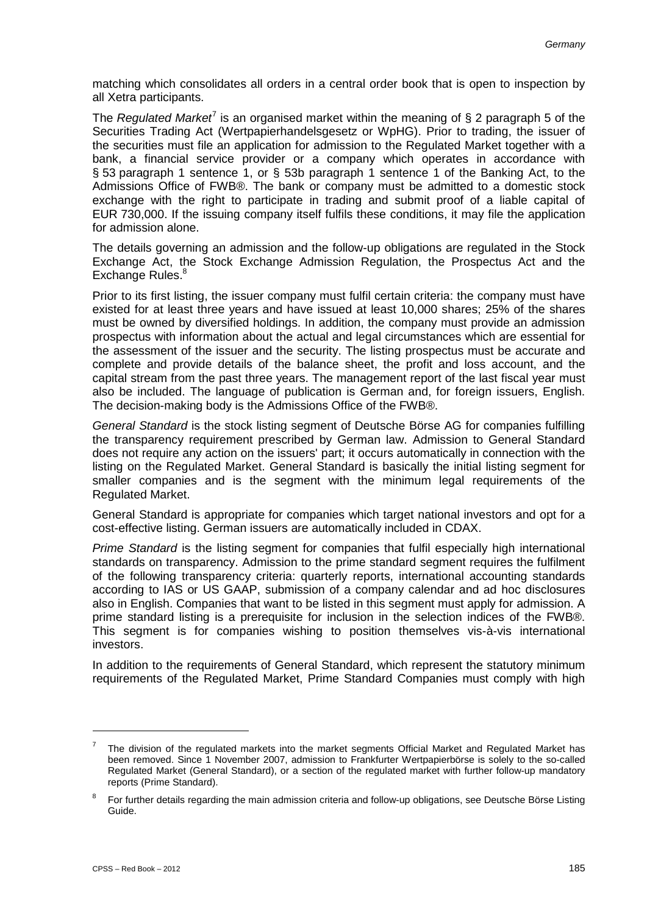matching which consolidates all orders in a central order book that is open to inspection by all Xetra participants.

The *Regulated Market*[7] is an organised market within the meaning of § 2 paragraph 5 of the Securities Trading Act (Wertpapierhandelsgesetz or WpHG). Prior to trading, the issuer of the securities must file an application for admission to the Regulated Market together with a bank, a financial service provider or a company which operates in accordance with § 53 paragraph 1 sentence 1, or § 53b paragraph 1 sentence 1 of the Banking Act, to the Admissions Office of FWB®. The bank or company must be admitted to a domestic stock exchange with the right to participate in trading and submit proof of a liable capital of EUR 730,000. If the issuing company itself fulfils these conditions, it may file the application for admission alone.

The details governing an admission and the follow-up obligations are regulated in the Stock Exchange Act, the Stock Exchange Admission Regulation, the Prospectus Act and the Exchange Rules.[8]

Prior to its first listing, the issuer company must fulfil certain criteria: the company must have existed for at least three years and have issued at least 10,000 shares; 25% of the shares must be owned by diversified holdings. In addition, the company must provide an admission prospectus with information about the actual and legal circumstances which are essential for the assessment of the issuer and the security. The listing prospectus must be accurate and complete and provide details of the balance sheet, the profit and loss account, and the capital stream from the past three years. The management report of the last fiscal year must also be included. The language of publication is German and, for foreign issuers, English. The decision-making body is the Admissions Office of the FWB®.

*General Standard* is the stock listing segment of Deutsche Börse AG for companies fulfilling the transparency requirement prescribed by German law. Admission to General Standard does not require any action on the issuers' part; it occurs automatically in connection with the listing on the Regulated Market. General Standard is basically the initial listing segment for smaller companies and is the segment with the minimum legal requirements of the Regulated Market.

General Standard is appropriate for companies which target national investors and opt for a cost-effective listing. German issuers are automatically included in CDAX.

*Prime Standard* is the listing segment for companies that fulfil especially high international standards on transparency. Admission to the prime standard segment requires the fulfilment of the following transparency criteria: quarterly reports, international accounting standards according to IAS or US GAAP, submission of a company calendar and ad hoc disclosures also in English. Companies that want to be listed in this segment must apply for admission. A prime standard listing is a prerequisite for inclusion in the selection indices of the FWB®. This segment is for companies wishing to position themselves vis-à-vis international investors.

In addition to the requirements of General Standard, which represent the statutory minimum requirements of the Regulated Market, Prime Standard Companies must comply with high

---

[7] The division of the regulated markets into the market segments Official Market and Regulated Market has been removed. Since 1 November 2007, admission to Frankfurter Wertpapierbörse is solely to the so-called Regulated Market (General Standard), or a section of the regulated market with further follow-up mandatory reports (Prime Standard).

[8] For further details regarding the main admission criteria and follow-up obligations, see Deutsche Börse Listing Guide.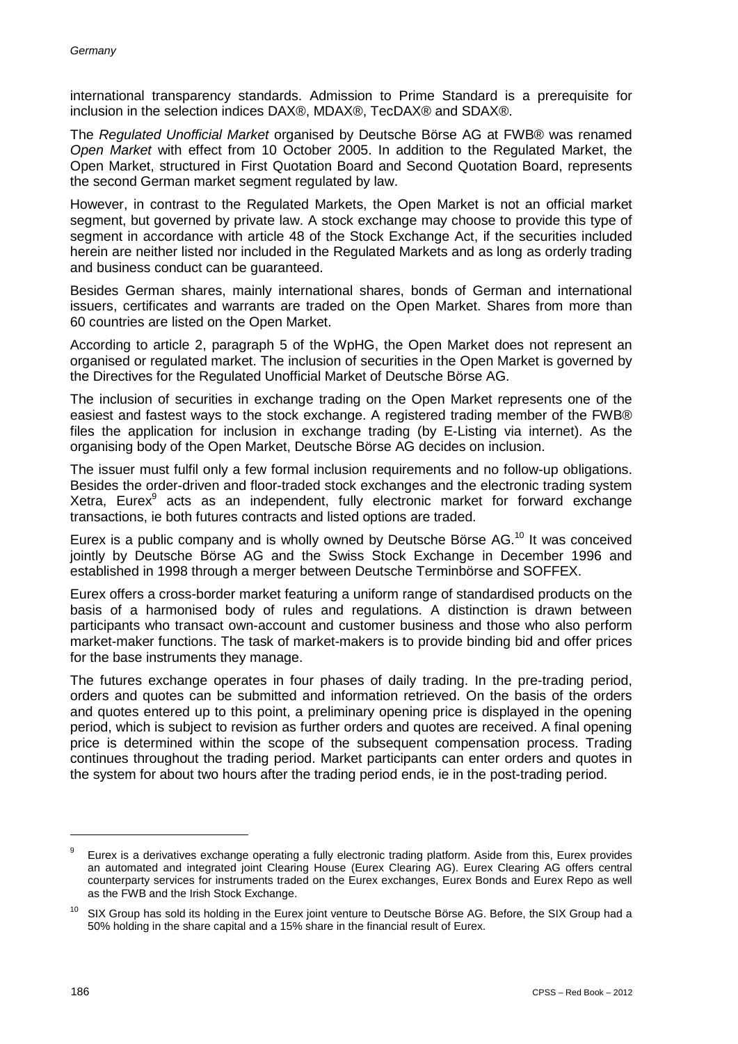international transparency standards. Admission to Prime Standard is a prerequisite for inclusion in the selection indices DAX®, MDAX®, TecDAX® and SDAX®.

The *Regulated Unofficial Market* organised by Deutsche Börse AG at FWB® was renamed *Open Market* with effect from 10 October 2005. In addition to the Regulated Market, the Open Market, structured in First Quotation Board and Second Quotation Board, represents the second German market segment regulated by law.

However, in contrast to the Regulated Markets, the Open Market is not an official market segment, but governed by private law. A stock exchange may choose to provide this type of segment in accordance with article 48 of the Stock Exchange Act, if the securities included herein are neither listed nor included in the Regulated Markets and as long as orderly trading and business conduct can be guaranteed.

Besides German shares, mainly international shares, bonds of German and international issuers, certificates and warrants are traded on the Open Market. Shares from more than 60 countries are listed on the Open Market.

According to article 2, paragraph 5 of the WpHG, the Open Market does not represent an organised or regulated market. The inclusion of securities in the Open Market is governed by the Directives for the Regulated Unofficial Market of Deutsche Börse AG.

The inclusion of securities in exchange trading on the Open Market represents one of the easiest and fastest ways to the stock exchange. A registered trading member of the FWB® files the application for inclusion in exchange trading (by E-Listing via internet). As the organising body of the Open Market, Deutsche Börse AG decides on inclusion.

The issuer must fulfil only a few formal inclusion requirements and no follow-up obligations. Besides the order-driven and floor-traded stock exchanges and the electronic trading system Xetra, Eurex[9] acts as an independent, fully electronic market for forward exchange transactions, ie both futures contracts and listed options are traded.

Eurex is a public company and is wholly owned by Deutsche Börse AG.[10] It was conceived jointly by Deutsche Börse AG and the Swiss Stock Exchange in December 1996 and established in 1998 through a merger between Deutsche Terminbörse and SOFFEX.

Eurex offers a cross-border market featuring a uniform range of standardised products on the basis of a harmonised body of rules and regulations. A distinction is drawn between participants who transact own-account and customer business and those who also perform market-maker functions. The task of market-makers is to provide binding bid and offer prices for the base instruments they manage.

The futures exchange operates in four phases of daily trading. In the pre-trading period, orders and quotes can be submitted and information retrieved. On the basis of the orders and quotes entered up to this point, a preliminary opening price is displayed in the opening period, which is subject to revision as further orders and quotes are received. A final opening price is determined within the scope of the subsequent compensation process. Trading continues throughout the trading period. Market participants can enter orders and quotes in the system for about two hours after the trading period ends, ie in the post-trading period.

---

[9] Eurex is a derivatives exchange operating a fully electronic trading platform. Aside from this, Eurex provides an automated and integrated joint Clearing House (Eurex Clearing AG). Eurex Clearing AG offers central counterparty services for instruments traded on the Eurex exchanges, Eurex Bonds and Eurex Repo as well as the FWB and the Irish Stock Exchange.

[10] SIX Group has sold its holding in the Eurex joint venture to Deutsche Börse AG. Before, the SIX Group had a 50% holding in the share capital and a 15% share in the financial result of Eurex.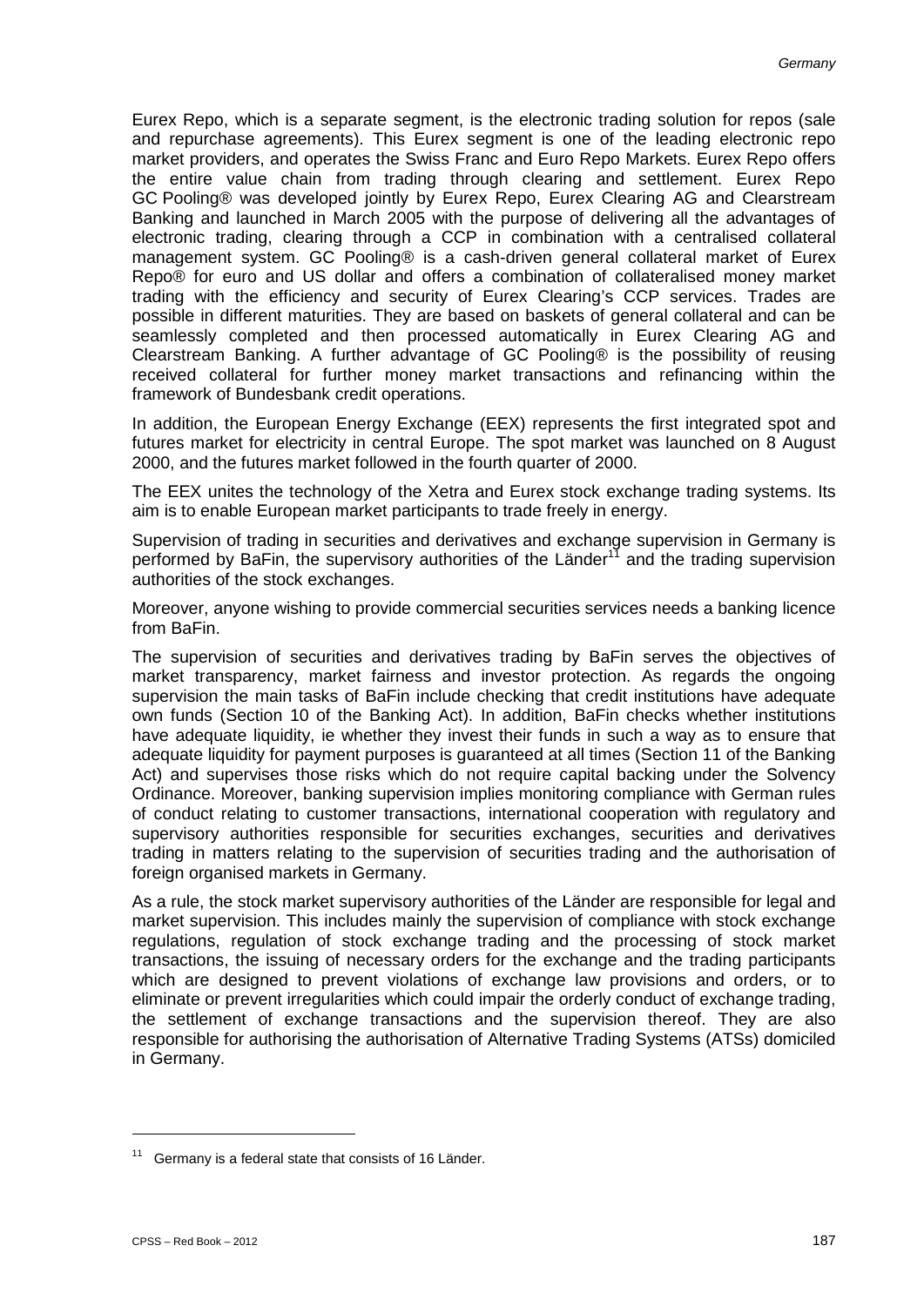Eurex Repo, which is a separate segment, is the electronic trading solution for repos (sale and repurchase agreements). This Eurex segment is one of the leading electronic repo market providers, and operates the Swiss Franc and Euro Repo Markets. Eurex Repo offers the entire value chain from trading through clearing and settlement. Eurex Repo GC Pooling® was developed jointly by Eurex Repo, Eurex Clearing AG and Clearstream Banking and launched in March 2005 with the purpose of delivering all the advantages of electronic trading, clearing through a CCP in combination with a centralised collateral management system. GC Pooling® is a cash-driven general collateral market of Eurex Repo® for euro and US dollar and offers a combination of collateralised money market trading with the efficiency and security of Eurex Clearing's CCP services. Trades are possible in different maturities. They are based on baskets of general collateral and can be seamlessly completed and then processed automatically in Eurex Clearing AG and Clearstream Banking. A further advantage of GC Pooling® is the possibility of reusing received collateral for further money market transactions and refinancing within the framework of Bundesbank credit operations.

In addition, the European Energy Exchange (EEX) represents the first integrated spot and futures market for electricity in central Europe. The spot market was launched on 8 August 2000, and the futures market followed in the fourth quarter of 2000.

The EEX unites the technology of the Xetra and Eurex stock exchange trading systems. Its aim is to enable European market participants to trade freely in energy.

Supervision of trading in securities and derivatives and exchange supervision in Germany is performed by BaFin, the supervisory authorities of the Länder[11] and the trading supervision authorities of the stock exchanges.

Moreover, anyone wishing to provide commercial securities services needs a banking licence from BaFin.

The supervision of securities and derivatives trading by BaFin serves the objectives of market transparency, market fairness and investor protection. As regards the ongoing supervision the main tasks of BaFin include checking that credit institutions have adequate own funds (Section 10 of the Banking Act). In addition, BaFin checks whether institutions have adequate liquidity, ie whether they invest their funds in such a way as to ensure that adequate liquidity for payment purposes is guaranteed at all times (Section 11 of the Banking Act) and supervises those risks which do not require capital backing under the Solvency Ordinance. Moreover, banking supervision implies monitoring compliance with German rules of conduct relating to customer transactions, international cooperation with regulatory and supervisory authorities responsible for securities exchanges, securities and derivatives trading in matters relating to the supervision of securities trading and the authorisation of foreign organised markets in Germany.

As a rule, the stock market supervisory authorities of the Länder are responsible for legal and market supervision. This includes mainly the supervision of compliance with stock exchange regulations, regulation of stock exchange trading and the processing of stock market transactions, the issuing of necessary orders for the exchange and the trading participants which are designed to prevent violations of exchange law provisions and orders, or to eliminate or prevent irregularities which could impair the orderly conduct of exchange trading, the settlement of exchange transactions and the supervision thereof. They are also responsible for authorising the authorisation of Alternative Trading Systems (ATSs) domiciled in Germany.

[11] Germany is a federal state that consists of 16 Länder.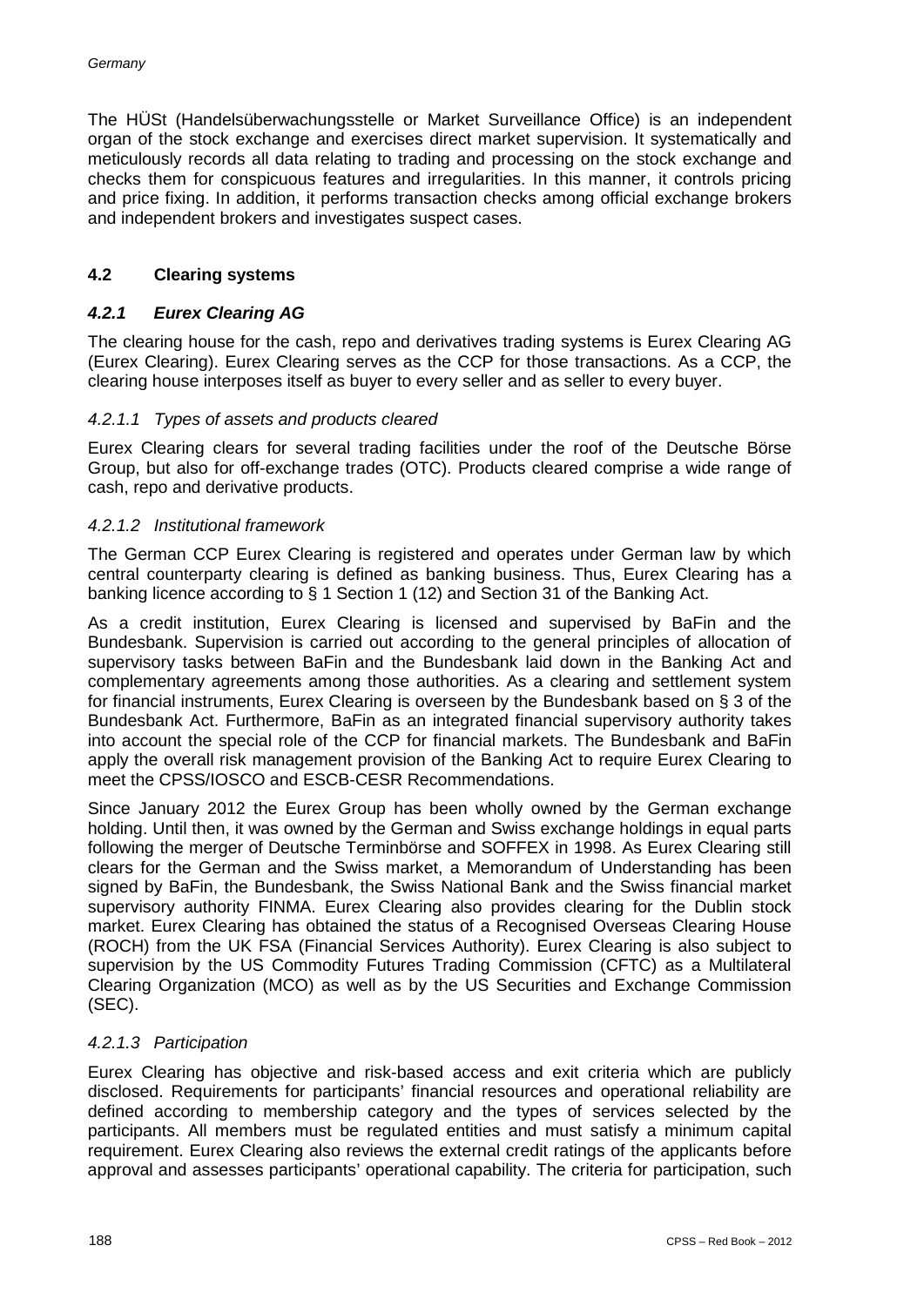The HÜSt (Handelsüberwachungsstelle or Market Surveillance Office) is an independent organ of the stock exchange and exercises direct market supervision. It systematically and meticulously records all data relating to trading and processing on the stock exchange and checks them for conspicuous features and irregularities. In this manner, it controls pricing and price fixing. In addition, it performs transaction checks among official exchange brokers and independent brokers and investigates suspect cases.

## 4.2 Clearing systems

### *4.2.1 Eurex Clearing AG*

The clearing house for the cash, repo and derivatives trading systems is Eurex Clearing AG (Eurex Clearing). Eurex Clearing serves as the CCP for those transactions. As a CCP, the clearing house interposes itself as buyer to every seller and as seller to every buyer.

#### *4.2.1.1 Types of assets and products cleared*

Eurex Clearing clears for several trading facilities under the roof of the Deutsche Börse Group, but also for off-exchange trades (OTC). Products cleared comprise a wide range of cash, repo and derivative products.

#### *4.2.1.2 Institutional framework*

The German CCP Eurex Clearing is registered and operates under German law by which central counterparty clearing is defined as banking business. Thus, Eurex Clearing has a banking licence according to § 1 Section 1 (12) and Section 31 of the Banking Act.

As a credit institution, Eurex Clearing is licensed and supervised by BaFin and the Bundesbank. Supervision is carried out according to the general principles of allocation of supervisory tasks between BaFin and the Bundesbank laid down in the Banking Act and complementary agreements among those authorities. As a clearing and settlement system for financial instruments, Eurex Clearing is overseen by the Bundesbank based on § 3 of the Bundesbank Act. Furthermore, BaFin as an integrated financial supervisory authority takes into account the special role of the CCP for financial markets. The Bundesbank and BaFin apply the overall risk management provision of the Banking Act to require Eurex Clearing to meet the CPSS/IOSCO and ESCB-CESR Recommendations.

Since January 2012 the Eurex Group has been wholly owned by the German exchange holding. Until then, it was owned by the German and Swiss exchange holdings in equal parts following the merger of Deutsche Terminbörse and SOFFEX in 1998. As Eurex Clearing still clears for the German and the Swiss market, a Memorandum of Understanding has been signed by BaFin, the Bundesbank, the Swiss National Bank and the Swiss financial market supervisory authority FINMA. Eurex Clearing also provides clearing for the Dublin stock market. Eurex Clearing has obtained the status of a Recognised Overseas Clearing House (ROCH) from the UK FSA (Financial Services Authority). Eurex Clearing is also subject to supervision by the US Commodity Futures Trading Commission (CFTC) as a Multilateral Clearing Organization (MCO) as well as by the US Securities and Exchange Commission (SEC).

#### *4.2.1.3 Participation*

Eurex Clearing has objective and risk-based access and exit criteria which are publicly disclosed. Requirements for participants' financial resources and operational reliability are defined according to membership category and the types of services selected by the participants. All members must be regulated entities and must satisfy a minimum capital requirement. Eurex Clearing also reviews the external credit ratings of the applicants before approval and assesses participants' operational capability. The criteria for participation, such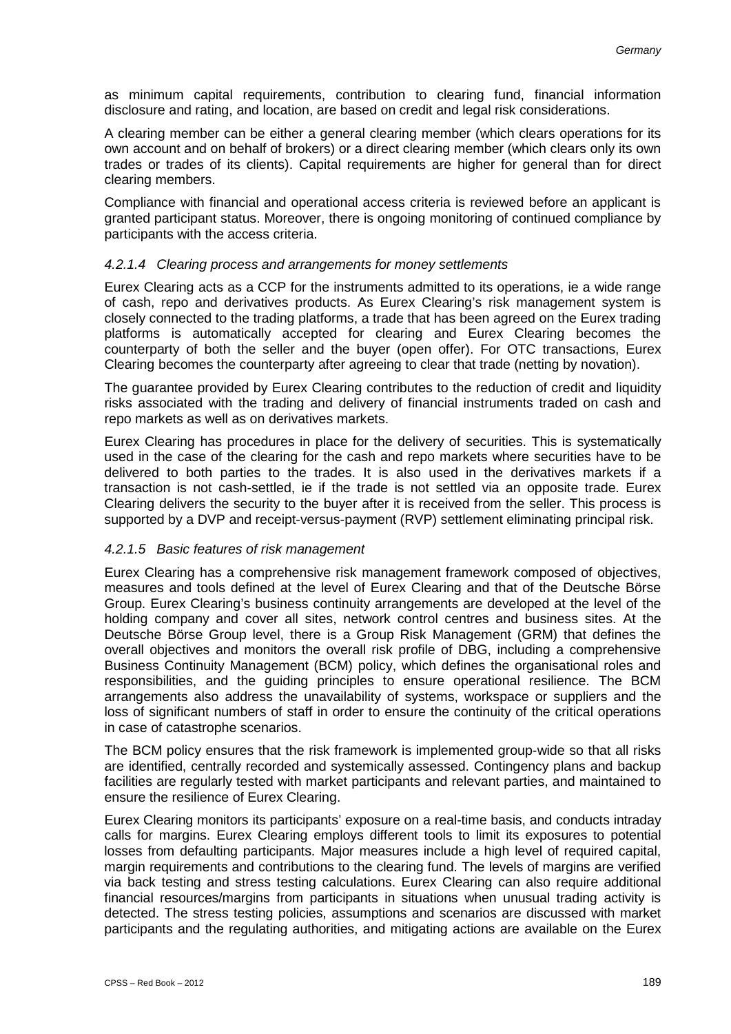as minimum capital requirements, contribution to clearing fund, financial information disclosure and rating, and location, are based on credit and legal risk considerations.

A clearing member can be either a general clearing member (which clears operations for its own account and on behalf of brokers) or a direct clearing member (which clears only its own trades or trades of its clients). Capital requirements are higher for general than for direct clearing members.

Compliance with financial and operational access criteria is reviewed before an applicant is granted participant status. Moreover, there is ongoing monitoring of continued compliance by participants with the access criteria.

#### *4.2.1.4 Clearing process and arrangements for money settlements*

Eurex Clearing acts as a CCP for the instruments admitted to its operations, ie a wide range of cash, repo and derivatives products. As Eurex Clearing's risk management system is closely connected to the trading platforms, a trade that has been agreed on the Eurex trading platforms is automatically accepted for clearing and Eurex Clearing becomes the counterparty of both the seller and the buyer (open offer). For OTC transactions, Eurex Clearing becomes the counterparty after agreeing to clear that trade (netting by novation).

The guarantee provided by Eurex Clearing contributes to the reduction of credit and liquidity risks associated with the trading and delivery of financial instruments traded on cash and repo markets as well as on derivatives markets.

Eurex Clearing has procedures in place for the delivery of securities. This is systematically used in the case of the clearing for the cash and repo markets where securities have to be delivered to both parties to the trades. It is also used in the derivatives markets if a transaction is not cash-settled, ie if the trade is not settled via an opposite trade. Eurex Clearing delivers the security to the buyer after it is received from the seller. This process is supported by a DVP and receipt-versus-payment (RVP) settlement eliminating principal risk.

#### *4.2.1.5 Basic features of risk management*

Eurex Clearing has a comprehensive risk management framework composed of objectives, measures and tools defined at the level of Eurex Clearing and that of the Deutsche Börse Group. Eurex Clearing's business continuity arrangements are developed at the level of the holding company and cover all sites, network control centres and business sites. At the Deutsche Börse Group level, there is a Group Risk Management (GRM) that defines the overall objectives and monitors the overall risk profile of DBG, including a comprehensive Business Continuity Management (BCM) policy, which defines the organisational roles and responsibilities, and the guiding principles to ensure operational resilience. The BCM arrangements also address the unavailability of systems, workspace or suppliers and the loss of significant numbers of staff in order to ensure the continuity of the critical operations in case of catastrophe scenarios.

The BCM policy ensures that the risk framework is implemented group-wide so that all risks are identified, centrally recorded and systemically assessed. Contingency plans and backup facilities are regularly tested with market participants and relevant parties, and maintained to ensure the resilience of Eurex Clearing.

Eurex Clearing monitors its participants' exposure on a real-time basis, and conducts intraday calls for margins. Eurex Clearing employs different tools to limit its exposures to potential losses from defaulting participants. Major measures include a high level of required capital, margin requirements and contributions to the clearing fund. The levels of margins are verified via back testing and stress testing calculations. Eurex Clearing can also require additional financial resources/margins from participants in situations when unusual trading activity is detected. The stress testing policies, assumptions and scenarios are discussed with market participants and the regulating authorities, and mitigating actions are available on the Eurex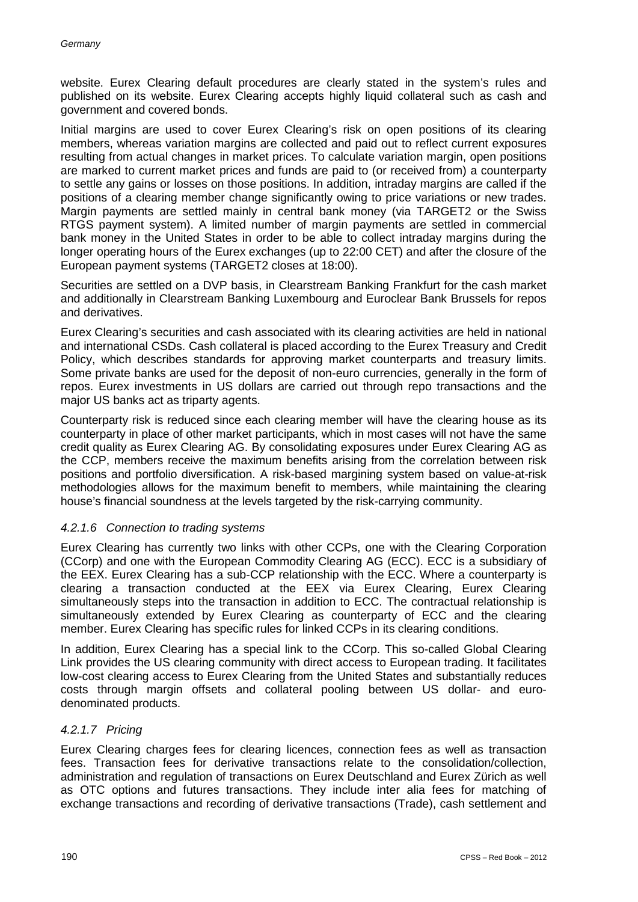website. Eurex Clearing default procedures are clearly stated in the system's rules and published on its website. Eurex Clearing accepts highly liquid collateral such as cash and government and covered bonds.

Initial margins are used to cover Eurex Clearing's risk on open positions of its clearing members, whereas variation margins are collected and paid out to reflect current exposures resulting from actual changes in market prices. To calculate variation margin, open positions are marked to current market prices and funds are paid to (or received from) a counterparty to settle any gains or losses on those positions. In addition, intraday margins are called if the positions of a clearing member change significantly owing to price variations or new trades. Margin payments are settled mainly in central bank money (via TARGET2 or the Swiss RTGS payment system). A limited number of margin payments are settled in commercial bank money in the United States in order to be able to collect intraday margins during the longer operating hours of the Eurex exchanges (up to 22:00 CET) and after the closure of the European payment systems (TARGET2 closes at 18:00).

Securities are settled on a DVP basis, in Clearstream Banking Frankfurt for the cash market and additionally in Clearstream Banking Luxembourg and Euroclear Bank Brussels for repos and derivatives.

Eurex Clearing's securities and cash associated with its clearing activities are held in national and international CSDs. Cash collateral is placed according to the Eurex Treasury and Credit Policy, which describes standards for approving market counterparts and treasury limits. Some private banks are used for the deposit of non-euro currencies, generally in the form of repos. Eurex investments in US dollars are carried out through repo transactions and the major US banks act as triparty agents.

Counterparty risk is reduced since each clearing member will have the clearing house as its counterparty in place of other market participants, which in most cases will not have the same credit quality as Eurex Clearing AG. By consolidating exposures under Eurex Clearing AG as the CCP, members receive the maximum benefits arising from the correlation between risk positions and portfolio diversification. A risk-based margining system based on value-at-risk methodologies allows for the maximum benefit to members, while maintaining the clearing house's financial soundness at the levels targeted by the risk-carrying community.

#### *4.2.1.6 Connection to trading systems*

Eurex Clearing has currently two links with other CCPs, one with the Clearing Corporation (CCorp) and one with the European Commodity Clearing AG (ECC). ECC is a subsidiary of the EEX. Eurex Clearing has a sub-CCP relationship with the ECC. Where a counterparty is clearing a transaction conducted at the EEX via Eurex Clearing, Eurex Clearing simultaneously steps into the transaction in addition to ECC. The contractual relationship is simultaneously extended by Eurex Clearing as counterparty of ECC and the clearing member. Eurex Clearing has specific rules for linked CCPs in its clearing conditions.

In addition, Eurex Clearing has a special link to the CCorp. This so-called Global Clearing Link provides the US clearing community with direct access to European trading. It facilitates low-cost clearing access to Eurex Clearing from the United States and substantially reduces costs through margin offsets and collateral pooling between US dollar- and euro-denominated products.

#### *4.2.1.7 Pricing*

Eurex Clearing charges fees for clearing licences, connection fees as well as transaction fees. Transaction fees for derivative transactions relate to the consolidation/collection, administration and regulation of transactions on Eurex Deutschland and Eurex Zürich as well as OTC options and futures transactions. They include inter alia fees for matching of exchange transactions and recording of derivative transactions (Trade), cash settlement and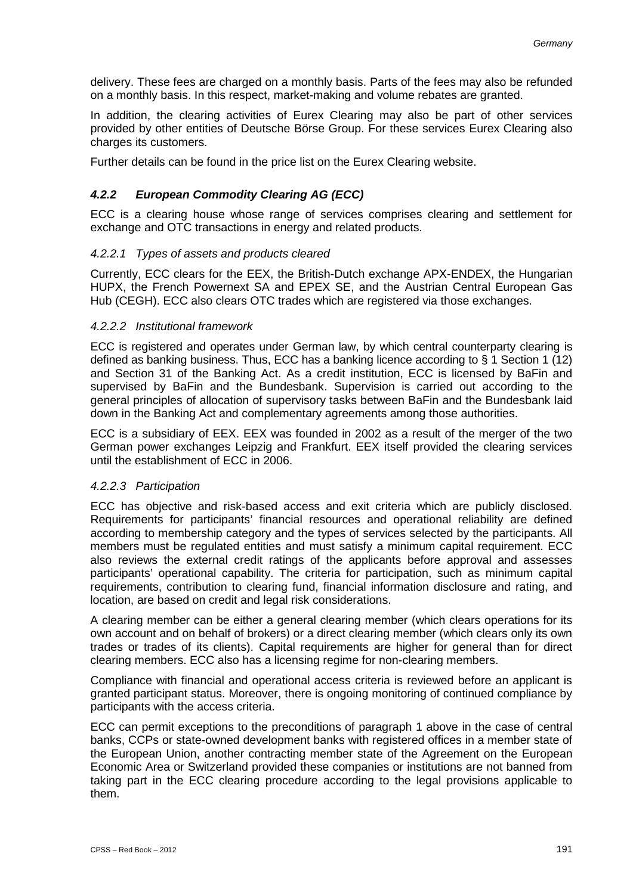delivery. These fees are charged on a monthly basis. Parts of the fees may also be refunded on a monthly basis. In this respect, market-making and volume rebates are granted.

In addition, the clearing activities of Eurex Clearing may also be part of other services provided by other entities of Deutsche Börse Group. For these services Eurex Clearing also charges its customers.

Further details can be found in the price list on the Eurex Clearing website.

### *4.2.2 European Commodity Clearing AG (ECC)*

ECC is a clearing house whose range of services comprises clearing and settlement for exchange and OTC transactions in energy and related products.

#### *4.2.2.1 Types of assets and products cleared*

Currently, ECC clears for the EEX, the British-Dutch exchange APX-ENDEX, the Hungarian HUPX, the French Powernext SA and EPEX SE, and the Austrian Central European Gas Hub (CEGH). ECC also clears OTC trades which are registered via those exchanges.

#### *4.2.2.2 Institutional framework*

ECC is registered and operates under German law, by which central counterparty clearing is defined as banking business. Thus, ECC has a banking licence according to § 1 Section 1 (12) and Section 31 of the Banking Act. As a credit institution, ECC is licensed by BaFin and supervised by BaFin and the Bundesbank. Supervision is carried out according to the general principles of allocation of supervisory tasks between BaFin and the Bundesbank laid down in the Banking Act and complementary agreements among those authorities.

ECC is a subsidiary of EEX. EEX was founded in 2002 as a result of the merger of the two German power exchanges Leipzig and Frankfurt. EEX itself provided the clearing services until the establishment of ECC in 2006.

#### *4.2.2.3 Participation*

ECC has objective and risk-based access and exit criteria which are publicly disclosed. Requirements for participants' financial resources and operational reliability are defined according to membership category and the types of services selected by the participants. All members must be regulated entities and must satisfy a minimum capital requirement. ECC also reviews the external credit ratings of the applicants before approval and assesses participants' operational capability. The criteria for participation, such as minimum capital requirements, contribution to clearing fund, financial information disclosure and rating, and location, are based on credit and legal risk considerations.

A clearing member can be either a general clearing member (which clears operations for its own account and on behalf of brokers) or a direct clearing member (which clears only its own trades or trades of its clients). Capital requirements are higher for general than for direct clearing members. ECC also has a licensing regime for non-clearing members.

Compliance with financial and operational access criteria is reviewed before an applicant is granted participant status. Moreover, there is ongoing monitoring of continued compliance by participants with the access criteria.

ECC can permit exceptions to the preconditions of paragraph 1 above in the case of central banks, CCPs or state-owned development banks with registered offices in a member state of the European Union, another contracting member state of the Agreement on the European Economic Area or Switzerland provided these companies or institutions are not banned from taking part in the ECC clearing procedure according to the legal provisions applicable to them.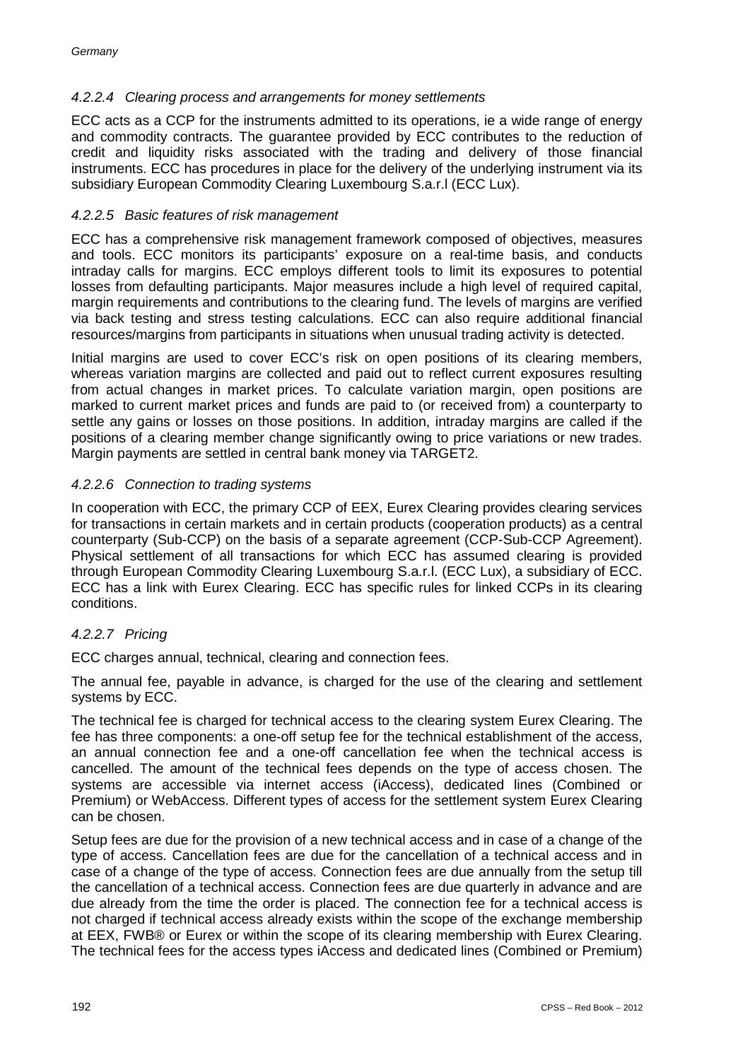#### *4.2.2.4 Clearing process and arrangements for money settlements*

ECC acts as a CCP for the instruments admitted to its operations, ie a wide range of energy and commodity contracts. The guarantee provided by ECC contributes to the reduction of credit and liquidity risks associated with the trading and delivery of those financial instruments. ECC has procedures in place for the delivery of the underlying instrument via its subsidiary European Commodity Clearing Luxembourg S.a.r.l (ECC Lux).

#### *4.2.2.5 Basic features of risk management*

ECC has a comprehensive risk management framework composed of objectives, measures and tools. ECC monitors its participants' exposure on a real-time basis, and conducts intraday calls for margins. ECC employs different tools to limit its exposures to potential losses from defaulting participants. Major measures include a high level of required capital, margin requirements and contributions to the clearing fund. The levels of margins are verified via back testing and stress testing calculations. ECC can also require additional financial resources/margins from participants in situations when unusual trading activity is detected.

Initial margins are used to cover ECC's risk on open positions of its clearing members, whereas variation margins are collected and paid out to reflect current exposures resulting from actual changes in market prices. To calculate variation margin, open positions are marked to current market prices and funds are paid to (or received from) a counterparty to settle any gains or losses on those positions. In addition, intraday margins are called if the positions of a clearing member change significantly owing to price variations or new trades. Margin payments are settled in central bank money via TARGET2.

#### *4.2.2.6 Connection to trading systems*

In cooperation with ECC, the primary CCP of EEX, Eurex Clearing provides clearing services for transactions in certain markets and in certain products (cooperation products) as a central counterparty (Sub-CCP) on the basis of a separate agreement (CCP-Sub-CCP Agreement). Physical settlement of all transactions for which ECC has assumed clearing is provided through European Commodity Clearing Luxembourg S.a.r.l. (ECC Lux), a subsidiary of ECC. ECC has a link with Eurex Clearing. ECC has specific rules for linked CCPs in its clearing conditions.

#### *4.2.2.7 Pricing*

ECC charges annual, technical, clearing and connection fees.

The annual fee, payable in advance, is charged for the use of the clearing and settlement systems by ECC.

The technical fee is charged for technical access to the clearing system Eurex Clearing. The fee has three components: a one-off setup fee for the technical establishment of the access, an annual connection fee and a one-off cancellation fee when the technical access is cancelled. The amount of the technical fees depends on the type of access chosen. The systems are accessible via internet access (iAccess), dedicated lines (Combined or Premium) or WebAccess. Different types of access for the settlement system Eurex Clearing can be chosen.

Setup fees are due for the provision of a new technical access and in case of a change of the type of access. Cancellation fees are due for the cancellation of a technical access and in case of a change of the type of access. Connection fees are due annually from the setup till the cancellation of a technical access. Connection fees are due quarterly in advance and are due already from the time the order is placed. The connection fee for a technical access is not charged if technical access already exists within the scope of the exchange membership at EEX, FWB® or Eurex or within the scope of its clearing membership with Eurex Clearing. The technical fees for the access types iAccess and dedicated lines (Combined or Premium)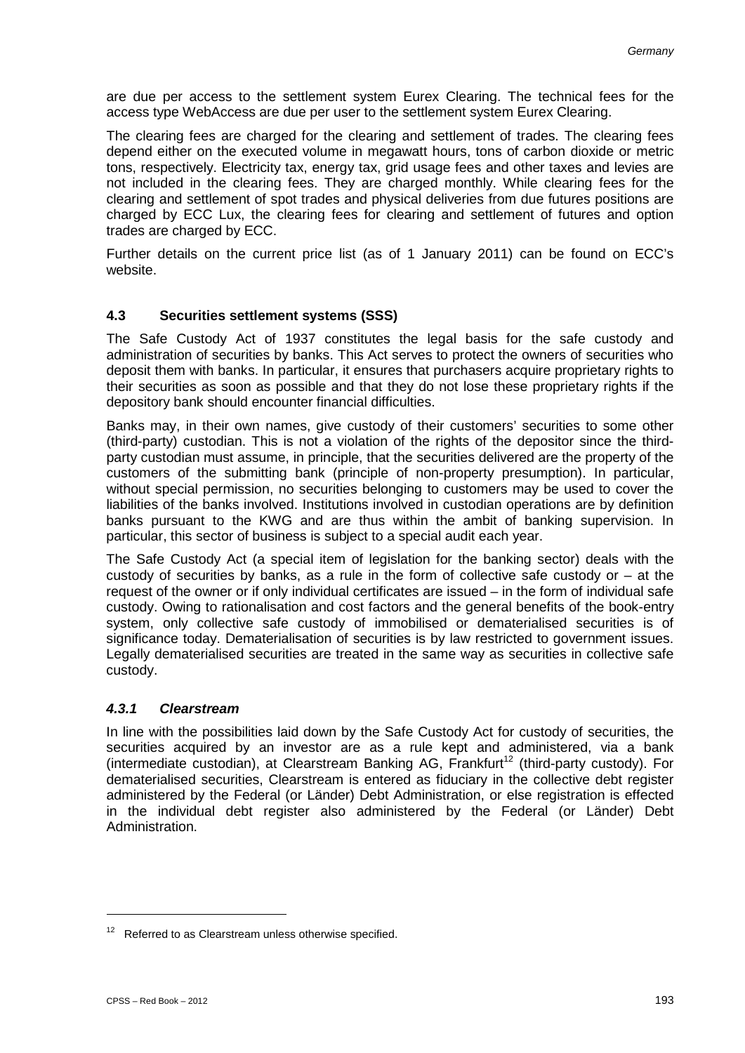are due per access to the settlement system Eurex Clearing. The technical fees for the access type WebAccess are due per user to the settlement system Eurex Clearing.

The clearing fees are charged for the clearing and settlement of trades. The clearing fees depend either on the executed volume in megawatt hours, tons of carbon dioxide or metric tons, respectively. Electricity tax, energy tax, grid usage fees and other taxes and levies are not included in the clearing fees. They are charged monthly. While clearing fees for the clearing and settlement of spot trades and physical deliveries from due futures positions are charged by ECC Lux, the clearing fees for clearing and settlement of futures and option trades are charged by ECC.

Further details on the current price list (as of 1 January 2011) can be found on ECC's website.

### 4.3 Securities settlement systems (SSS)

The Safe Custody Act of 1937 constitutes the legal basis for the safe custody and administration of securities by banks. This Act serves to protect the owners of securities who deposit them with banks. In particular, it ensures that purchasers acquire proprietary rights to their securities as soon as possible and that they do not lose these proprietary rights if the depository bank should encounter financial difficulties.

Banks may, in their own names, give custody of their customers' securities to some other (third-party) custodian. This is not a violation of the rights of the depositor since the third-party custodian must assume, in principle, that the securities delivered are the property of the customers of the submitting bank (principle of non-property presumption). In particular, without special permission, no securities belonging to customers may be used to cover the liabilities of the banks involved. Institutions involved in custodian operations are by definition banks pursuant to the KWG and are thus within the ambit of banking supervision. In particular, this sector of business is subject to a special audit each year.

The Safe Custody Act (a special item of legislation for the banking sector) deals with the custody of securities by banks, as a rule in the form of collective safe custody or – at the request of the owner or if only individual certificates are issued – in the form of individual safe custody. Owing to rationalisation and cost factors and the general benefits of the book-entry system, only collective safe custody of immobilised or dematerialised securities is of significance today. Dematerialisation of securities is by law restricted to government issues. Legally dematerialised securities are treated in the same way as securities in collective safe custody.

#### *4.3.1 Clearstream*

In line with the possibilities laid down by the Safe Custody Act for custody of securities, the securities acquired by an investor are as a rule kept and administered, via a bank (intermediate custodian), at Clearstream Banking AG, Frankfurt[12] (third-party custody). For dematerialised securities, Clearstream is entered as fiduciary in the collective debt register administered by the Federal (or Länder) Debt Administration, or else registration is effected in the individual debt register also administered by the Federal (or Länder) Debt Administration.

---

[12] Referred to as Clearstream unless otherwise specified.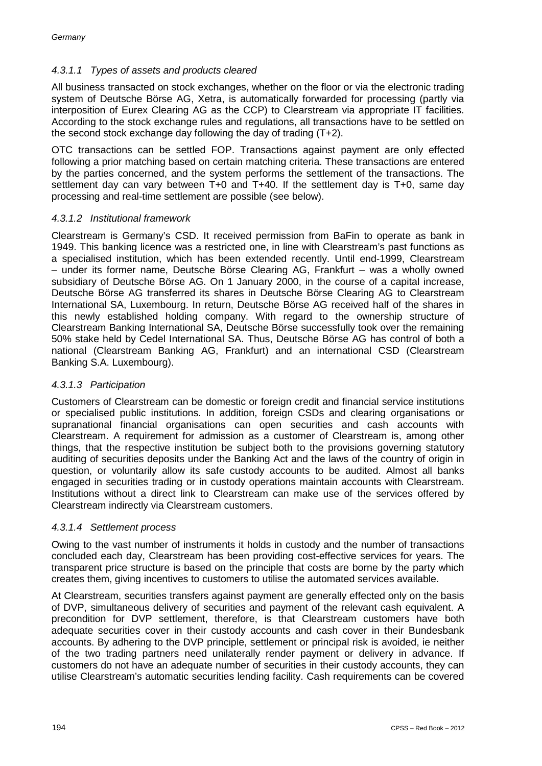#### *4.3.1.1 Types of assets and products cleared*

All business transacted on stock exchanges, whether on the floor or via the electronic trading system of Deutsche Börse AG, Xetra, is automatically forwarded for processing (partly via interposition of Eurex Clearing AG as the CCP) to Clearstream via appropriate IT facilities. According to the stock exchange rules and regulations, all transactions have to be settled on the second stock exchange day following the day of trading (T+2).

OTC transactions can be settled FOP. Transactions against payment are only effected following a prior matching based on certain matching criteria. These transactions are entered by the parties concerned, and the system performs the settlement of the transactions. The settlement day can vary between T+0 and T+40. If the settlement day is T+0, same day processing and real-time settlement are possible (see below).

#### *4.3.1.2 Institutional framework*

Clearstream is Germany's CSD. It received permission from BaFin to operate as bank in 1949. This banking licence was a restricted one, in line with Clearstream's past functions as a specialised institution, which has been extended recently. Until end-1999, Clearstream – under its former name, Deutsche Börse Clearing AG, Frankfurt – was a wholly owned subsidiary of Deutsche Börse AG. On 1 January 2000, in the course of a capital increase, Deutsche Börse AG transferred its shares in Deutsche Börse Clearing AG to Clearstream International SA, Luxembourg. In return, Deutsche Börse AG received half of the shares in this newly established holding company. With regard to the ownership structure of Clearstream Banking International SA, Deutsche Börse successfully took over the remaining 50% stake held by Cedel International SA. Thus, Deutsche Börse AG has control of both a national (Clearstream Banking AG, Frankfurt) and an international CSD (Clearstream Banking S.A. Luxembourg).

#### *4.3.1.3 Participation*

Customers of Clearstream can be domestic or foreign credit and financial service institutions or specialised public institutions. In addition, foreign CSDs and clearing organisations or supranational financial organisations can open securities and cash accounts with Clearstream. A requirement for admission as a customer of Clearstream is, among other things, that the respective institution be subject both to the provisions governing statutory auditing of securities deposits under the Banking Act and the laws of the country of origin in question, or voluntarily allow its safe custody accounts to be audited. Almost all banks engaged in securities trading or in custody operations maintain accounts with Clearstream. Institutions without a direct link to Clearstream can make use of the services offered by Clearstream indirectly via Clearstream customers.

#### *4.3.1.4 Settlement process*

Owing to the vast number of instruments it holds in custody and the number of transactions concluded each day, Clearstream has been providing cost-effective services for years. The transparent price structure is based on the principle that costs are borne by the party which creates them, giving incentives to customers to utilise the automated services available.

At Clearstream, securities transfers against payment are generally effected only on the basis of DVP, simultaneous delivery of securities and payment of the relevant cash equivalent. A precondition for DVP settlement, therefore, is that Clearstream customers have both adequate securities cover in their custody accounts and cash cover in their Bundesbank accounts. By adhering to the DVP principle, settlement or principal risk is avoided, ie neither of the two trading partners need unilaterally render payment or delivery in advance. If customers do not have an adequate number of securities in their custody accounts, they can utilise Clearstream's automatic securities lending facility. Cash requirements can be covered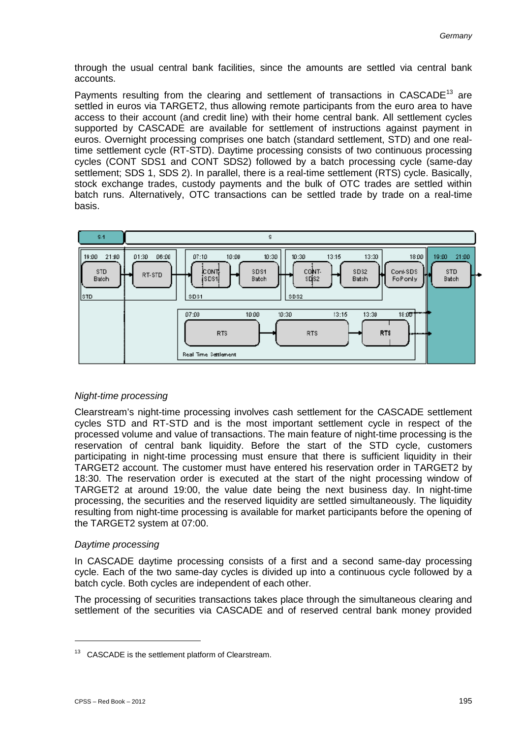through the usual central bank facilities, since the amounts are settled via central bank accounts.

Payments resulting from the clearing and settlement of transactions in CASCADE[13] are settled in euros via TARGET2, thus allowing remote participants from the euro area to have access to their account (and credit line) with their home central bank. All settlement cycles supported by CASCADE are available for settlement of instructions against payment in euros. Overnight processing comprises one batch (standard settlement, STD) and one real-time settlement cycle (RT-STD). Daytime processing consists of two continuous processing cycles (CONT SDS1 and CONT SDS2) followed by a batch processing cycle (same-day settlement; SDS 1, SDS 2). In parallel, there is a real-time settlement (RTS) cycle. Basically, stock exchange trades, custody payments and the bulk of OTC trades are settled within batch runs. Alternatively, OTC transactions can be settled trade by trade on a real-time basis.

S-1 | S

STD: 19:00 – 21:00 STD Batch → 01:30 – 06:00 RT-STD

SDS1: 07:10 CONT-SDS1 → 10:00 – 10:30 SDS1 Batch

SDS2: 10:30 CONT-SDS2 → 13:15 – 13:30 SDS2 Batch → 18:00 Cont-SDS FoP only → 19:00 – 21:00 STD Batch

Real Time Settlement: 07:00 RTS 10:00 → 10:30 RTS 13:15 → 13:30 RTS 18:00

*Night-time processing*

Clearstream's night-time processing involves cash settlement for the CASCADE settlement cycles STD and RT-STD and is the most important settlement cycle in respect of the processed volume and value of transactions. The main feature of night-time processing is the reservation of central bank liquidity. Before the start of the STD cycle, customers participating in night-time processing must ensure that there is sufficient liquidity in their TARGET2 account. The customer must have entered his reservation order in TARGET2 by 18:30. The reservation order is executed at the start of the night processing window of TARGET2 at around 19:00, the value date being the next business day. In night-time processing, the securities and the reserved liquidity are settled simultaneously. The liquidity resulting from night-time processing is available for market participants before the opening of the TARGET2 system at 07:00.

*Daytime processing*

In CASCADE daytime processing consists of a first and a second same-day processing cycle. Each of the two same-day cycles is divided up into a continuous cycle followed by a batch cycle. Both cycles are independent of each other.

The processing of securities transactions takes place through the simultaneous clearing and settlement of the securities via CASCADE and of reserved central bank money provided

---

[13] CASCADE is the settlement platform of Clearstream.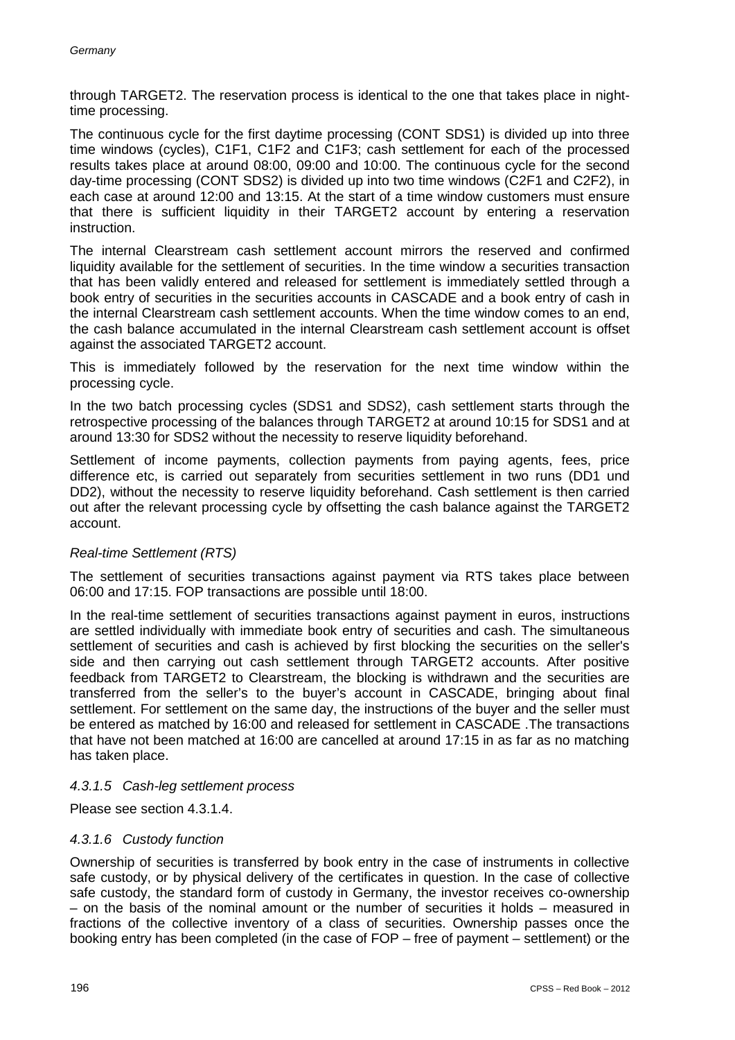through TARGET2. The reservation process is identical to the one that takes place in night-time processing.

The continuous cycle for the first daytime processing (CONT SDS1) is divided up into three time windows (cycles), C1F1, C1F2 and C1F3; cash settlement for each of the processed results takes place at around 08:00, 09:00 and 10:00. The continuous cycle for the second day-time processing (CONT SDS2) is divided up into two time windows (C2F1 and C2F2), in each case at around 12:00 and 13:15. At the start of a time window customers must ensure that there is sufficient liquidity in their TARGET2 account by entering a reservation instruction.

The internal Clearstream cash settlement account mirrors the reserved and confirmed liquidity available for the settlement of securities. In the time window a securities transaction that has been validly entered and released for settlement is immediately settled through a book entry of securities in the securities accounts in CASCADE and a book entry of cash in the internal Clearstream cash settlement accounts. When the time window comes to an end, the cash balance accumulated in the internal Clearstream cash settlement account is offset against the associated TARGET2 account.

This is immediately followed by the reservation for the next time window within the processing cycle.

In the two batch processing cycles (SDS1 and SDS2), cash settlement starts through the retrospective processing of the balances through TARGET2 at around 10:15 for SDS1 and at around 13:30 for SDS2 without the necessity to reserve liquidity beforehand.

Settlement of income payments, collection payments from paying agents, fees, price difference etc, is carried out separately from securities settlement in two runs (DD1 und DD2), without the necessity to reserve liquidity beforehand. Cash settlement is then carried out after the relevant processing cycle by offsetting the cash balance against the TARGET2 account.

*Real-time Settlement (RTS)*

The settlement of securities transactions against payment via RTS takes place between 06:00 and 17:15. FOP transactions are possible until 18:00.

In the real-time settlement of securities transactions against payment in euros, instructions are settled individually with immediate book entry of securities and cash. The simultaneous settlement of securities and cash is achieved by first blocking the securities on the seller's side and then carrying out cash settlement through TARGET2 accounts. After positive feedback from TARGET2 to Clearstream, the blocking is withdrawn and the securities are transferred from the seller's to the buyer's account in CASCADE, bringing about final settlement. For settlement on the same day, the instructions of the buyer and the seller must be entered as matched by 16:00 and released for settlement in CASCADE .The transactions that have not been matched at 16:00 are cancelled at around 17:15 in as far as no matching has taken place.

#### *4.3.1.5 Cash-leg settlement process*

Please see section 4.3.1.4.

#### *4.3.1.6 Custody function*

Ownership of securities is transferred by book entry in the case of instruments in collective safe custody, or by physical delivery of the certificates in question. In the case of collective safe custody, the standard form of custody in Germany, the investor receives co-ownership – on the basis of the nominal amount or the number of securities it holds – measured in fractions of the collective inventory of a class of securities. Ownership passes once the booking entry has been completed (in the case of FOP – free of payment – settlement) or the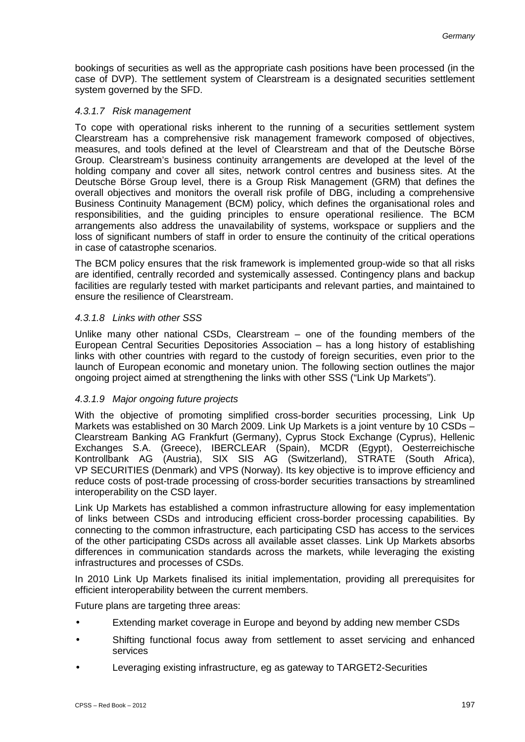bookings of securities as well as the appropriate cash positions have been processed (in the case of DVP). The settlement system of Clearstream is a designated securities settlement system governed by the SFD.

#### *4.3.1.7 Risk management*

To cope with operational risks inherent to the running of a securities settlement system Clearstream has a comprehensive risk management framework composed of objectives, measures, and tools defined at the level of Clearstream and that of the Deutsche Börse Group. Clearstream's business continuity arrangements are developed at the level of the holding company and cover all sites, network control centres and business sites. At the Deutsche Börse Group level, there is a Group Risk Management (GRM) that defines the overall objectives and monitors the overall risk profile of DBG, including a comprehensive Business Continuity Management (BCM) policy, which defines the organisational roles and responsibilities, and the guiding principles to ensure operational resilience. The BCM arrangements also address the unavailability of systems, workspace or suppliers and the loss of significant numbers of staff in order to ensure the continuity of the critical operations in case of catastrophe scenarios.

The BCM policy ensures that the risk framework is implemented group-wide so that all risks are identified, centrally recorded and systemically assessed. Contingency plans and backup facilities are regularly tested with market participants and relevant parties, and maintained to ensure the resilience of Clearstream.

#### *4.3.1.8 Links with other SSS*

Unlike many other national CSDs, Clearstream – one of the founding members of the European Central Securities Depositories Association – has a long history of establishing links with other countries with regard to the custody of foreign securities, even prior to the launch of European economic and monetary union. The following section outlines the major ongoing project aimed at strengthening the links with other SSS ("Link Up Markets").

#### *4.3.1.9 Major ongoing future projects*

With the objective of promoting simplified cross-border securities processing, Link Up Markets was established on 30 March 2009. Link Up Markets is a joint venture by 10 CSDs – Clearstream Banking AG Frankfurt (Germany), Cyprus Stock Exchange (Cyprus), Hellenic Exchanges S.A. (Greece), IBERCLEAR (Spain), MCDR (Egypt), Oesterreichische Kontrollbank AG (Austria), SIX SIS AG (Switzerland), STRATE (South Africa), VP SECURITIES (Denmark) and VPS (Norway). Its key objective is to improve efficiency and reduce costs of post-trade processing of cross-border securities transactions by streamlined interoperability on the CSD layer.

Link Up Markets has established a common infrastructure allowing for easy implementation of links between CSDs and introducing efficient cross-border processing capabilities. By connecting to the common infrastructure, each participating CSD has access to the services of the other participating CSDs across all available asset classes. Link Up Markets absorbs differences in communication standards across the markets, while leveraging the existing infrastructures and processes of CSDs.

In 2010 Link Up Markets finalised its initial implementation, providing all prerequisites for efficient interoperability between the current members.

Future plans are targeting three areas:

- Extending market coverage in Europe and beyond by adding new member CSDs
- Shifting functional focus away from settlement to asset servicing and enhanced services
- Leveraging existing infrastructure, eg as gateway to TARGET2-Securities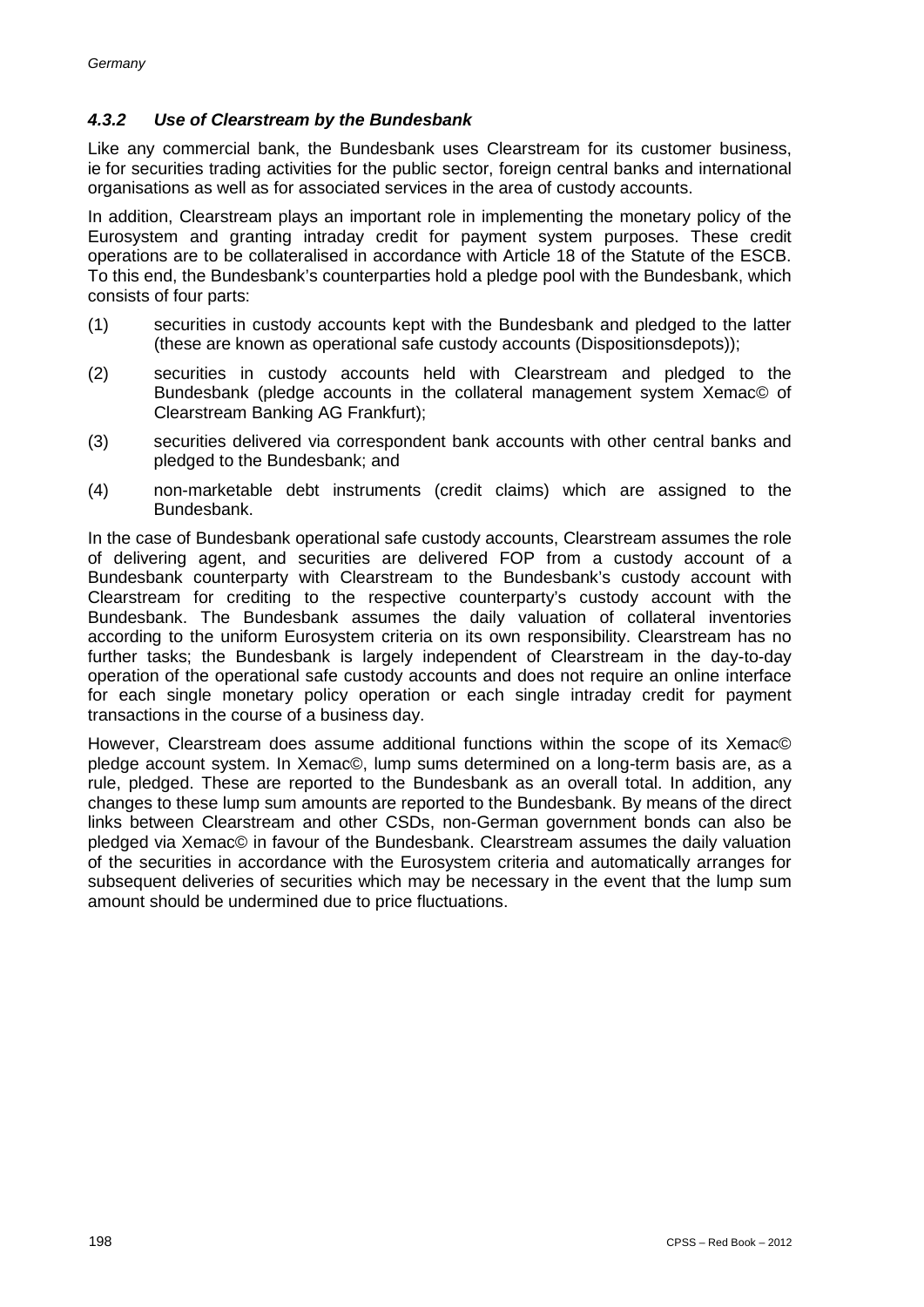#### *4.3.2 Use of Clearstream by the Bundesbank*

Like any commercial bank, the Bundesbank uses Clearstream for its customer business, ie for securities trading activities for the public sector, foreign central banks and international organisations as well as for associated services in the area of custody accounts.

In addition, Clearstream plays an important role in implementing the monetary policy of the Eurosystem and granting intraday credit for payment system purposes. These credit operations are to be collateralised in accordance with Article 18 of the Statute of the ESCB. To this end, the Bundesbank's counterparties hold a pledge pool with the Bundesbank, which consists of four parts:

(1) securities in custody accounts kept with the Bundesbank and pledged to the latter (these are known as operational safe custody accounts (Dispositionsdepots));

(2) securities in custody accounts held with Clearstream and pledged to the Bundesbank (pledge accounts in the collateral management system Xemac© of Clearstream Banking AG Frankfurt);

(3) securities delivered via correspondent bank accounts with other central banks and pledged to the Bundesbank; and

(4) non-marketable debt instruments (credit claims) which are assigned to the Bundesbank.

In the case of Bundesbank operational safe custody accounts, Clearstream assumes the role of delivering agent, and securities are delivered FOP from a custody account of a Bundesbank counterparty with Clearstream to the Bundesbank's custody account with Clearstream for crediting to the respective counterparty's custody account with the Bundesbank. The Bundesbank assumes the daily valuation of collateral inventories according to the uniform Eurosystem criteria on its own responsibility. Clearstream has no further tasks; the Bundesbank is largely independent of Clearstream in the day-to-day operation of the operational safe custody accounts and does not require an online interface for each single monetary policy operation or each single intraday credit for payment transactions in the course of a business day.

However, Clearstream does assume additional functions within the scope of its Xemac© pledge account system. In Xemac©, lump sums determined on a long-term basis are, as a rule, pledged. These are reported to the Bundesbank as an overall total. In addition, any changes to these lump sum amounts are reported to the Bundesbank. By means of the direct links between Clearstream and other CSDs, non-German government bonds can also be pledged via Xemac© in favour of the Bundesbank. Clearstream assumes the daily valuation of the securities in accordance with the Eurosystem criteria and automatically arranges for subsequent deliveries of securities which may be necessary in the event that the lump sum amount should be undermined due to price fluctuations.